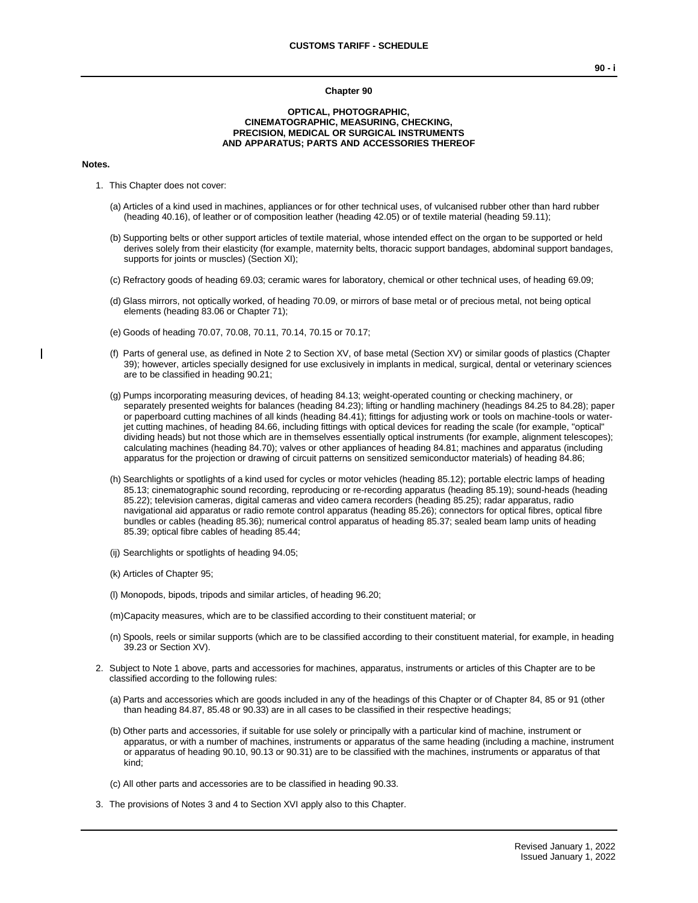## Chapter 90

### OPTICAL, PHOTOGRAPHIC, CINEMATOGRAPHIC, MEASURING, CHECKING, PRECISION, MEDICAL OR SURGICAL INSTRUMENTS AND APPARATUS; PARTS AND ACCESSORIES THEREOF

**Notes.**

1. This Chapter does not cover:

   (a) Articles of a kind used in machines, appliances or for other technical uses, of vulcanised rubber other than hard rubber (heading 40.16), of leather or of composition leather (heading 42.05) or of textile material (heading 59.11);

   (b) Supporting belts or other support articles of textile material, whose intended effect on the organ to be supported or held derives solely from their elasticity (for example, maternity belts, thoracic support bandages, abdominal support bandages, supports for joints or muscles) (Section XI);

   (c) Refractory goods of heading 69.03; ceramic wares for laboratory, chemical or other technical uses, of heading 69.09;

   (d) Glass mirrors, not optically worked, of heading 70.09, or mirrors of base metal or of precious metal, not being optical elements (heading 83.06 or Chapter 71);

   (e) Goods of heading 70.07, 70.08, 70.11, 70.14, 70.15 or 70.17;

   (f) Parts of general use, as defined in Note 2 to Section XV, of base metal (Section XV) or similar goods of plastics (Chapter 39); however, articles specially designed for use exclusively in implants in medical, surgical, dental or veterinary sciences are to be classified in heading 90.21;

   (g) Pumps incorporating measuring devices, of heading 84.13; weight-operated counting or checking machinery, or separately presented weights for balances (heading 84.23); lifting or handling machinery (headings 84.25 to 84.28); paper or paperboard cutting machines of all kinds (heading 84.41); fittings for adjusting work or tools on machine-tools or water-jet cutting machines, of heading 84.66, including fittings with optical devices for reading the scale (for example, "optical" dividing heads) but not those which are in themselves essentially optical instruments (for example, alignment telescopes); calculating machines (heading 84.70); valves or other appliances of heading 84.81; machines and apparatus (including apparatus for the projection or drawing of circuit patterns on sensitized semiconductor materials) of heading 84.86;

   (h) Searchlights or spotlights of a kind used for cycles or motor vehicles (heading 85.12); portable electric lamps of heading 85.13; cinematographic sound recording, reproducing or re-recording apparatus (heading 85.19); sound-heads (heading 85.22); television cameras, digital cameras and video camera recorders (heading 85.25); radar apparatus, radio navigational aid apparatus or radio remote control apparatus (heading 85.26); connectors for optical fibres, optical fibre bundles or cables (heading 85.36); numerical control apparatus of heading 85.37; sealed beam lamp units of heading 85.39; optical fibre cables of heading 85.44;

   (ij) Searchlights or spotlights of heading 94.05;

   (k) Articles of Chapter 95;

   (l) Monopods, bipods, tripods and similar articles, of heading 96.20;

   (m) Capacity measures, which are to be classified according to their constituent material; or

   (n) Spools, reels or similar supports (which are to be classified according to their constituent material, for example, in heading 39.23 or Section XV).

2. Subject to Note 1 above, parts and accessories for machines, apparatus, instruments or articles of this Chapter are to be classified according to the following rules:

   (a) Parts and accessories which are goods included in any of the headings of this Chapter or of Chapter 84, 85 or 91 (other than heading 84.87, 85.48 or 90.33) are in all cases to be classified in their respective headings;

   (b) Other parts and accessories, if suitable for use solely or principally with a particular kind of machine, instrument or apparatus, or with a number of machines, instruments or apparatus of the same heading (including a machine, instrument or apparatus of heading 90.10, 90.13 or 90.31) are to be classified with the machines, instruments or apparatus of that kind;

   (c) All other parts and accessories are to be classified in heading 90.33.

3. The provisions of Notes 3 and 4 to Section XVI apply also to this Chapter.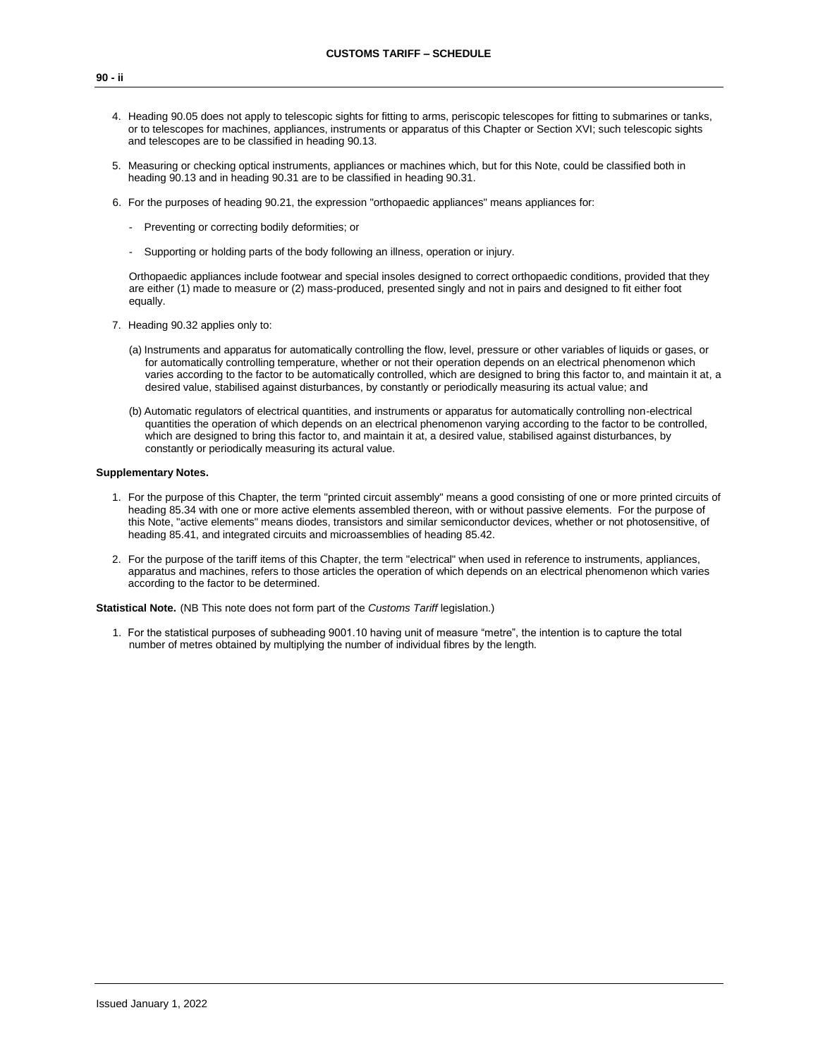4. Heading 90.05 does not apply to telescopic sights for fitting to arms, periscopic telescopes for fitting to submarines or tanks, or to telescopes for machines, appliances, instruments or apparatus of this Chapter or Section XVI; such telescopic sights and telescopes are to be classified in heading 90.13.

5. Measuring or checking optical instruments, appliances or machines which, but for this Note, could be classified both in heading 90.13 and in heading 90.31 are to be classified in heading 90.31.

6. For the purposes of heading 90.21, the expression "orthopaedic appliances" means appliances for:

   - Preventing or correcting bodily deformities; or

   - Supporting or holding parts of the body following an illness, operation or injury.

   Orthopaedic appliances include footwear and special insoles designed to correct orthopaedic conditions, provided that they are either (1) made to measure or (2) mass-produced, presented singly and not in pairs and designed to fit either foot equally.

7. Heading 90.32 applies only to:

   (a) Instruments and apparatus for automatically controlling the flow, level, pressure or other variables of liquids or gases, or for automatically controlling temperature, whether or not their operation depends on an electrical phenomenon which varies according to the factor to be automatically controlled, which are designed to bring this factor to, and maintain it at, a desired value, stabilised against disturbances, by constantly or periodically measuring its actual value; and

   (b) Automatic regulators of electrical quantities, and instruments or apparatus for automatically controlling non-electrical quantities the operation of which depends on an electrical phenomenon varying according to the factor to be controlled, which are designed to bring this factor to, and maintain it at, a desired value, stabilised against disturbances, by constantly or periodically measuring its actural value.

**Supplementary Notes.**

1. For the purpose of this Chapter, the term "printed circuit assembly" means a good consisting of one or more printed circuits of heading 85.34 with one or more active elements assembled thereon, with or without passive elements. For the purpose of this Note, "active elements" means diodes, transistors and similar semiconductor devices, whether or not photosensitive, of heading 85.41, and integrated circuits and microassemblies of heading 85.42.

2. For the purpose of the tariff items of this Chapter, the term "electrical" when used in reference to instruments, appliances, apparatus and machines, refers to those articles the operation of which depends on an electrical phenomenon which varies according to the factor to be determined.

**Statistical Note.** (NB This note does not form part of the *Customs Tariff* legislation.)

1. For the statistical purposes of subheading 9001.10 having unit of measure "metre", the intention is to capture the total number of metres obtained by multiplying the number of individual fibres by the length.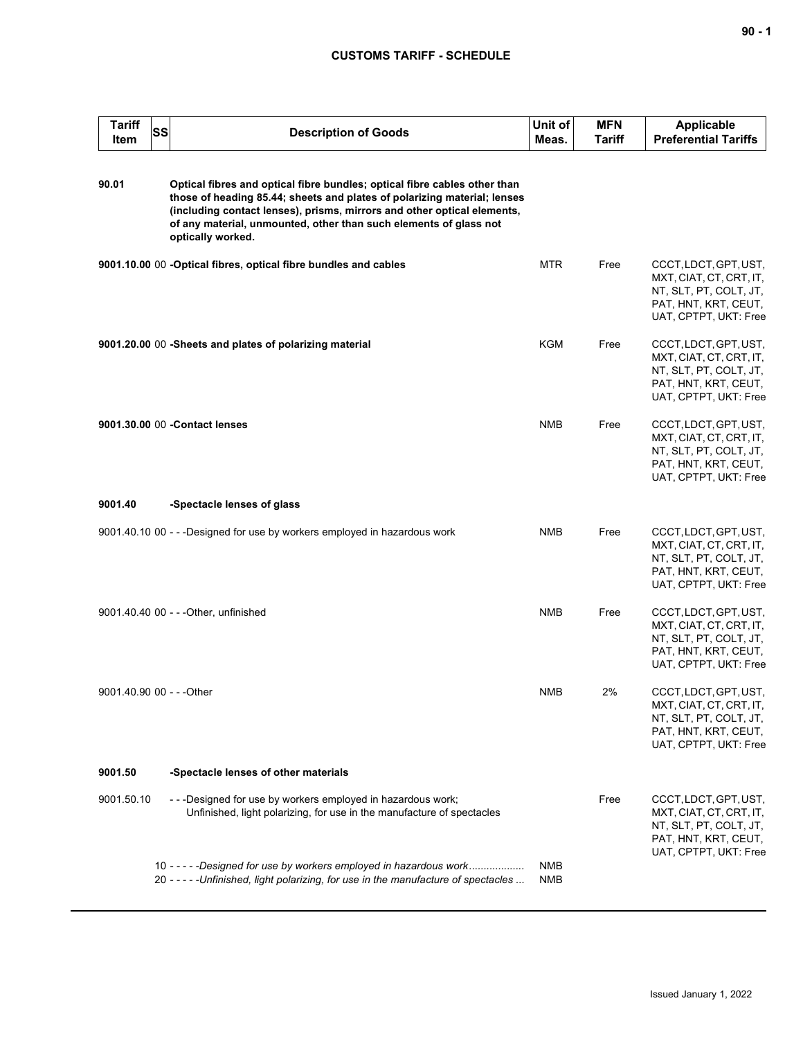| Tariff Item | SS | Description of Goods | Unit of Meas. | MFN Tariff | Applicable Preferential Tariffs |
|---|---|---|---|---|---|
| **90.01** | | **Optical fibres and optical fibre bundles; optical fibre cables other than those of heading 85.44; sheets and plates of polarizing material; lenses (including contact lenses), prisms, mirrors and other optical elements, of any material, unmounted, other than such elements of glass not optically worked.** | | | |
| **9001.10.00** | 00 | **-Optical fibres, optical fibre bundles and cables** | MTR | Free | CCCT, LDCT, GPT, UST, MXT, CIAT, CT, CRT, IT, NT, SLT, PT, COLT, JT, PAT, HNT, KRT, CEUT, UAT, CPTPT, UKT: Free |
| **9001.20.00** | 00 | **-Sheets and plates of polarizing material** | KGM | Free | CCCT, LDCT, GPT, UST, MXT, CIAT, CT, CRT, IT, NT, SLT, PT, COLT, JT, PAT, HNT, KRT, CEUT, UAT, CPTPT, UKT: Free |
| **9001.30.00** | 00 | **-Contact lenses** | NMB | Free | CCCT, LDCT, GPT, UST, MXT, CIAT, CT, CRT, IT, NT, SLT, PT, COLT, JT, PAT, HNT, KRT, CEUT, UAT, CPTPT, UKT: Free |
| **9001.40** | | **-Spectacle lenses of glass** | | | |
| 9001.40.10 | 00 | - - -Designed for use by workers employed in hazardous work | NMB | Free | CCCT, LDCT, GPT, UST, MXT, CIAT, CT, CRT, IT, NT, SLT, PT, COLT, JT, PAT, HNT, KRT, CEUT, UAT, CPTPT, UKT: Free |
| 9001.40.40 | 00 | - - -Other, unfinished | NMB | Free | CCCT, LDCT, GPT, UST, MXT, CIAT, CT, CRT, IT, NT, SLT, PT, COLT, JT, PAT, HNT, KRT, CEUT, UAT, CPTPT, UKT: Free |
| 9001.40.90 | 00 | - - -Other | NMB | 2% | CCCT, LDCT, GPT, UST, MXT, CIAT, CT, CRT, IT, NT, SLT, PT, COLT, JT, PAT, HNT, KRT, CEUT, UAT, CPTPT, UKT: Free |
| **9001.50** | | **-Spectacle lenses of other materials** | | | |
| 9001.50.10 | | - - -Designed for use by workers employed in hazardous work; Unfinished, light polarizing, for use in the manufacture of spectacles | | Free | CCCT, LDCT, GPT, UST, MXT, CIAT, CT, CRT, IT, NT, SLT, PT, COLT, JT, PAT, HNT, KRT, CEUT, UAT, CPTPT, UKT: Free |
| | 10 | - - - - -*Designed for use by workers employed in hazardous work* | NMB | | |
| | 20 | - - - - -*Unfinished, light polarizing, for use in the manufacture of spectacles* | NMB | | |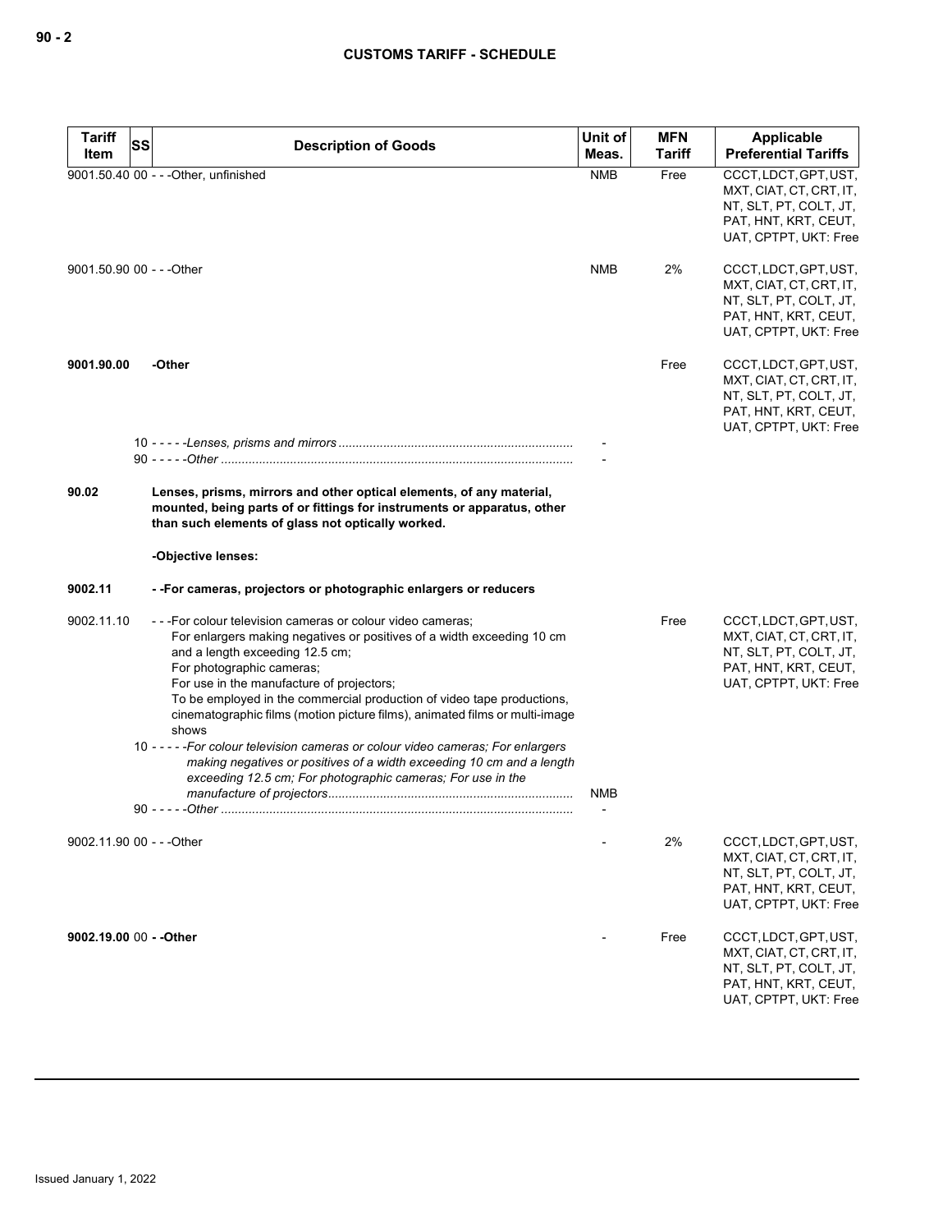| Tariff Item | SS | Description of Goods | Unit of Meas. | MFN Tariff | Applicable Preferential Tariffs |
|---|---|---|---|---|---|
| 9001.50.40 | 00 | - - -Other, unfinished | NMB | Free | CCCT, LDCT, GPT, UST, MXT, CIAT, CT, CRT, IT, NT, SLT, PT, COLT, JT, PAT, HNT, KRT, CEUT, UAT, CPTPT, UKT: Free |
| 9001.50.90 | 00 | - - -Other | NMB | 2% | CCCT, LDCT, GPT, UST, MXT, CIAT, CT, CRT, IT, NT, SLT, PT, COLT, JT, PAT, HNT, KRT, CEUT, UAT, CPTPT, UKT: Free |
| **9001.90.00** | | **-Other** | | Free | CCCT, LDCT, GPT, UST, MXT, CIAT, CT, CRT, IT, NT, SLT, PT, COLT, JT, PAT, HNT, KRT, CEUT, UAT, CPTPT, UKT: Free |
| | 10 | - - - - -*Lenses, prisms and mirrors* | - | | |
| | 90 | - - - - -*Other* | - | | |
| **90.02** | | **Lenses, prisms, mirrors and other optical elements, of any material, mounted, being parts of or fittings for instruments or apparatus, other than such elements of glass not optically worked.** | | | |
| | | **-Objective lenses:** | | | |
| **9002.11** | | **- -For cameras, projectors or photographic enlargers or reducers** | | | |
| 9002.11.10 | | - - -For colour television cameras or colour video cameras;<br>For enlargers making negatives or positives of a width exceeding 10 cm and a length exceeding 12.5 cm;<br>For photographic cameras;<br>For use in the manufacture of projectors;<br>To be employed in the commercial production of video tape productions, cinematographic films (motion picture films), animated films or multi-image shows | | Free | CCCT, LDCT, GPT, UST, MXT, CIAT, CT, CRT, IT, NT, SLT, PT, COLT, JT, PAT, HNT, KRT, CEUT, UAT, CPTPT, UKT: Free |
| | 10 | - - - - -*For colour television cameras or colour video cameras; For enlargers making negatives or positives of a width exceeding 10 cm and a length exceeding 12.5 cm; For photographic cameras; For use in the manufacture of projectors* | NMB | | |
| | 90 | - - - - -*Other* | - | | |
| 9002.11.90 | 00 | - - -Other | - | 2% | CCCT, LDCT, GPT, UST, MXT, CIAT, CT, CRT, IT, NT, SLT, PT, COLT, JT, PAT, HNT, KRT, CEUT, UAT, CPTPT, UKT: Free |
| **9002.19.00** | 00 | **- -Other** | - | Free | CCCT, LDCT, GPT, UST, MXT, CIAT, CT, CRT, IT, NT, SLT, PT, COLT, JT, PAT, HNT, KRT, CEUT, UAT, CPTPT, UKT: Free |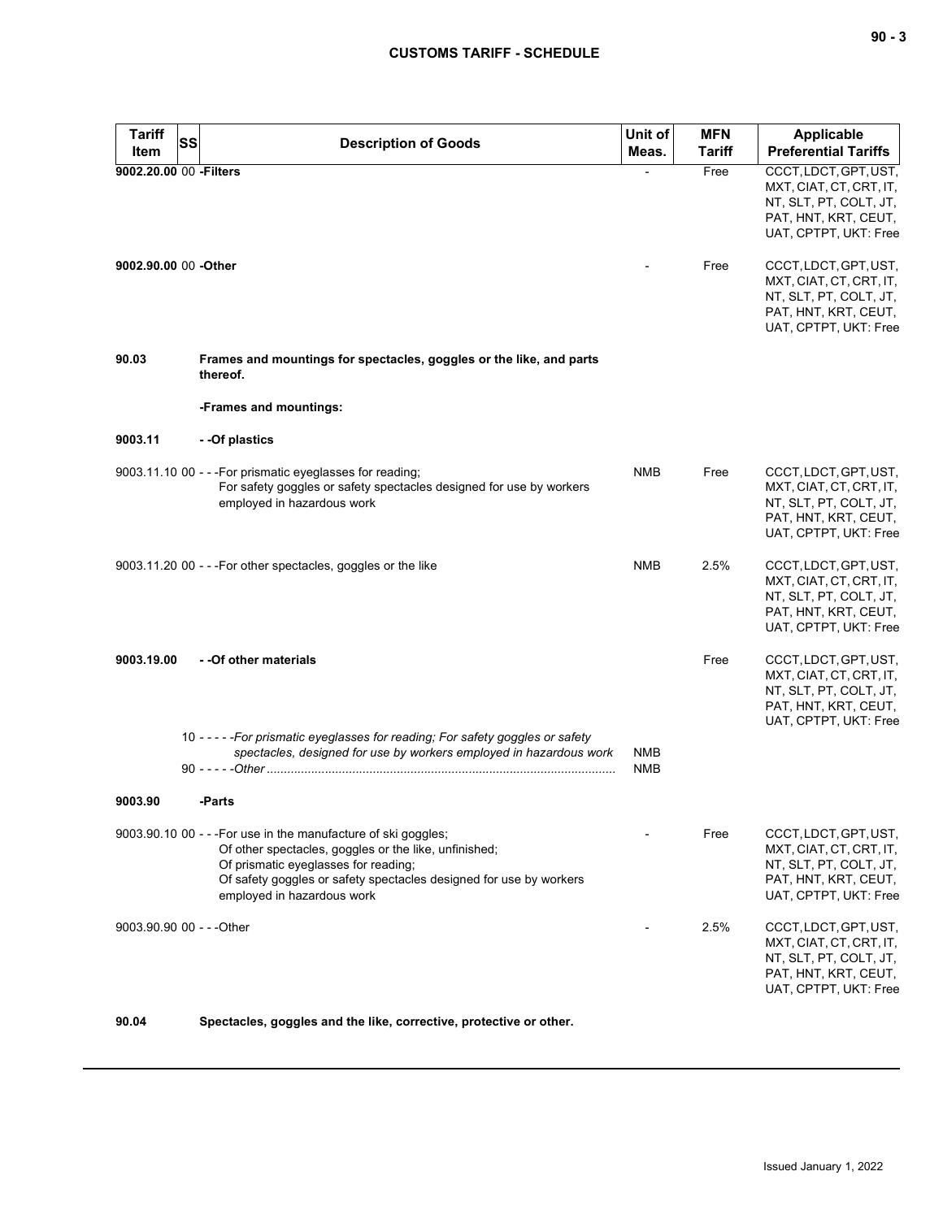| Tariff Item | SS | Description of Goods | Unit of Meas. | MFN Tariff | Applicable Preferential Tariffs |
|---|---|---|---|---|---|
| **9002.20.00** | 00 | **-Filters** | - | Free | CCCT, LDCT, GPT, UST, MXT, CIAT, CT, CRT, IT, NT, SLT, PT, COLT, JT, PAT, HNT, KRT, CEUT, UAT, CPTPT, UKT: Free |
| **9002.90.00** | 00 | **-Other** | - | Free | CCCT, LDCT, GPT, UST, MXT, CIAT, CT, CRT, IT, NT, SLT, PT, COLT, JT, PAT, HNT, KRT, CEUT, UAT, CPTPT, UKT: Free |
| **90.03** | | **Frames and mountings for spectacles, goggles or the like, and parts thereof.** | | | |
| | | **-Frames and mountings:** | | | |
| **9003.11** | | **- -Of plastics** | | | |
| 9003.11.10 | 00 | - - -For prismatic eyeglasses for reading; For safety goggles or safety spectacles designed for use by workers employed in hazardous work | NMB | Free | CCCT, LDCT, GPT, UST, MXT, CIAT, CT, CRT, IT, NT, SLT, PT, COLT, JT, PAT, HNT, KRT, CEUT, UAT, CPTPT, UKT: Free |
| 9003.11.20 | 00 | - - -For other spectacles, goggles or the like | NMB | 2.5% | CCCT, LDCT, GPT, UST, MXT, CIAT, CT, CRT, IT, NT, SLT, PT, COLT, JT, PAT, HNT, KRT, CEUT, UAT, CPTPT, UKT: Free |
| **9003.19.00** | | **- -Of other materials** | | Free | CCCT, LDCT, GPT, UST, MXT, CIAT, CT, CRT, IT, NT, SLT, PT, COLT, JT, PAT, HNT, KRT, CEUT, UAT, CPTPT, UKT: Free |
| | 10 | - - - - -*For prismatic eyeglasses for reading; For safety goggles or safety spectacles, designed for use by workers employed in hazardous work* | NMB | | |
| | 90 | - - - - -*Other* | NMB | | |
| **9003.90** | | **-Parts** | | | |
| 9003.90.10 | 00 | - - -For use in the manufacture of ski goggles; Of other spectacles, goggles or the like, unfinished; Of prismatic eyeglasses for reading; Of safety goggles or safety spectacles designed for use by workers employed in hazardous work | - | Free | CCCT, LDCT, GPT, UST, MXT, CIAT, CT, CRT, IT, NT, SLT, PT, COLT, JT, PAT, HNT, KRT, CEUT, UAT, CPTPT, UKT: Free |
| 9003.90.90 | 00 | - - -Other | - | 2.5% | CCCT, LDCT, GPT, UST, MXT, CIAT, CT, CRT, IT, NT, SLT, PT, COLT, JT, PAT, HNT, KRT, CEUT, UAT, CPTPT, UKT: Free |
| **90.04** | | **Spectacles, goggles and the like, corrective, protective or other.** | | | |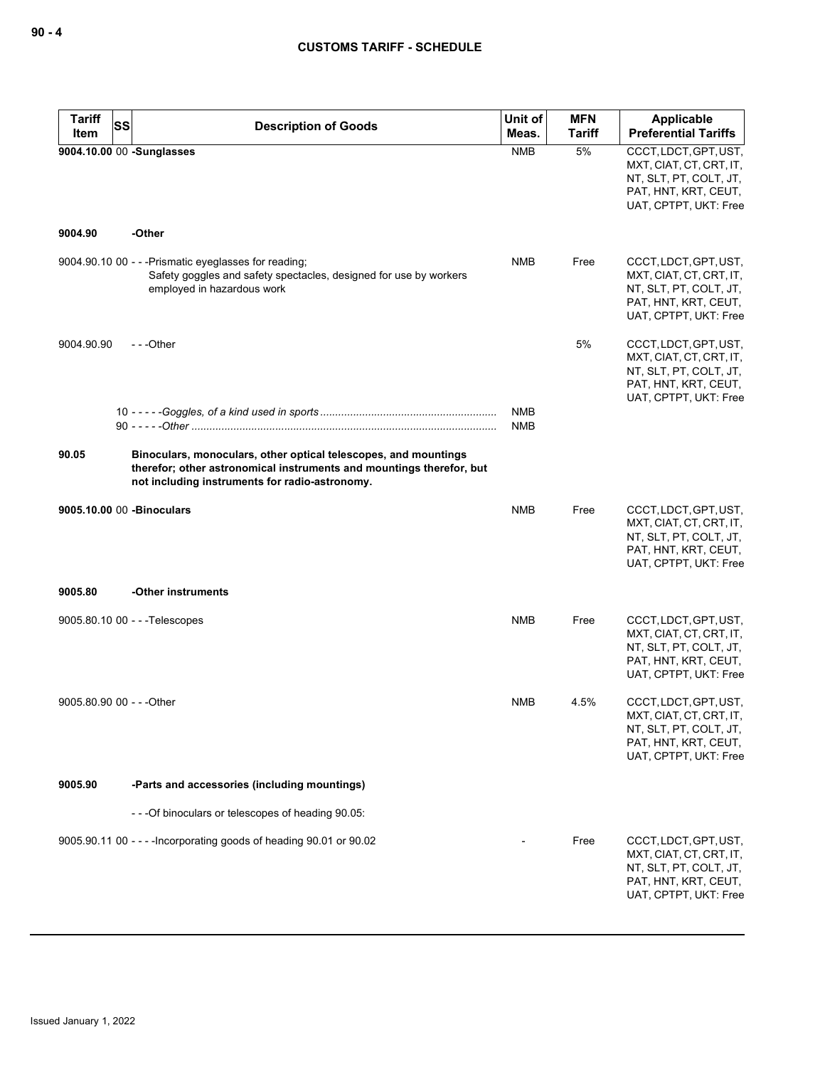| Tariff Item | SS | Description of Goods | Unit of Meas. | MFN Tariff | Applicable Preferential Tariffs |
|---|---|---|---|---|---|
| **9004.10.00** | 00 | **-Sunglasses** | NMB | 5% | CCCT, LDCT, GPT, UST, MXT, CIAT, CT, CRT, IT, NT, SLT, PT, COLT, JT, PAT, HNT, KRT, CEUT, UAT, CPTPT, UKT: Free |
| **9004.90** | | **-Other** | | | |
| 9004.90.10 | 00 | - - -Prismatic eyeglasses for reading;<br>Safety goggles and safety spectacles, designed for use by workers employed in hazardous work | NMB | Free | CCCT, LDCT, GPT, UST, MXT, CIAT, CT, CRT, IT, NT, SLT, PT, COLT, JT, PAT, HNT, KRT, CEUT, UAT, CPTPT, UKT: Free |
| 9004.90.90 | | - - -Other | | 5% | CCCT, LDCT, GPT, UST, MXT, CIAT, CT, CRT, IT, NT, SLT, PT, COLT, JT, PAT, HNT, KRT, CEUT, UAT, CPTPT, UKT: Free |
| | 10 | - - - - -*Goggles, of a kind used in sports* | NMB | | |
| | 90 | - - - - -*Other* | NMB | | |
| **90.05** | | **Binoculars, monoculars, other optical telescopes, and mountings therefor; other astronomical instruments and mountings therefor, but not including instruments for radio-astronomy.** | | | |
| **9005.10.00** | 00 | **-Binoculars** | NMB | Free | CCCT, LDCT, GPT, UST, MXT, CIAT, CT, CRT, IT, NT, SLT, PT, COLT, JT, PAT, HNT, KRT, CEUT, UAT, CPTPT, UKT: Free |
| **9005.80** | | **-Other instruments** | | | |
| 9005.80.10 | 00 | - - -Telescopes | NMB | Free | CCCT, LDCT, GPT, UST, MXT, CIAT, CT, CRT, IT, NT, SLT, PT, COLT, JT, PAT, HNT, KRT, CEUT, UAT, CPTPT, UKT: Free |
| 9005.80.90 | 00 | - - -Other | NMB | 4.5% | CCCT, LDCT, GPT, UST, MXT, CIAT, CT, CRT, IT, NT, SLT, PT, COLT, JT, PAT, HNT, KRT, CEUT, UAT, CPTPT, UKT: Free |
| **9005.90** | | **-Parts and accessories (including mountings)** | | | |
| | | - - -Of binoculars or telescopes of heading 90.05: | | | |
| 9005.90.11 | 00 | - - - -Incorporating goods of heading 90.01 or 90.02 | - | Free | CCCT, LDCT, GPT, UST, MXT, CIAT, CT, CRT, IT, NT, SLT, PT, COLT, JT, PAT, HNT, KRT, CEUT, UAT, CPTPT, UKT: Free |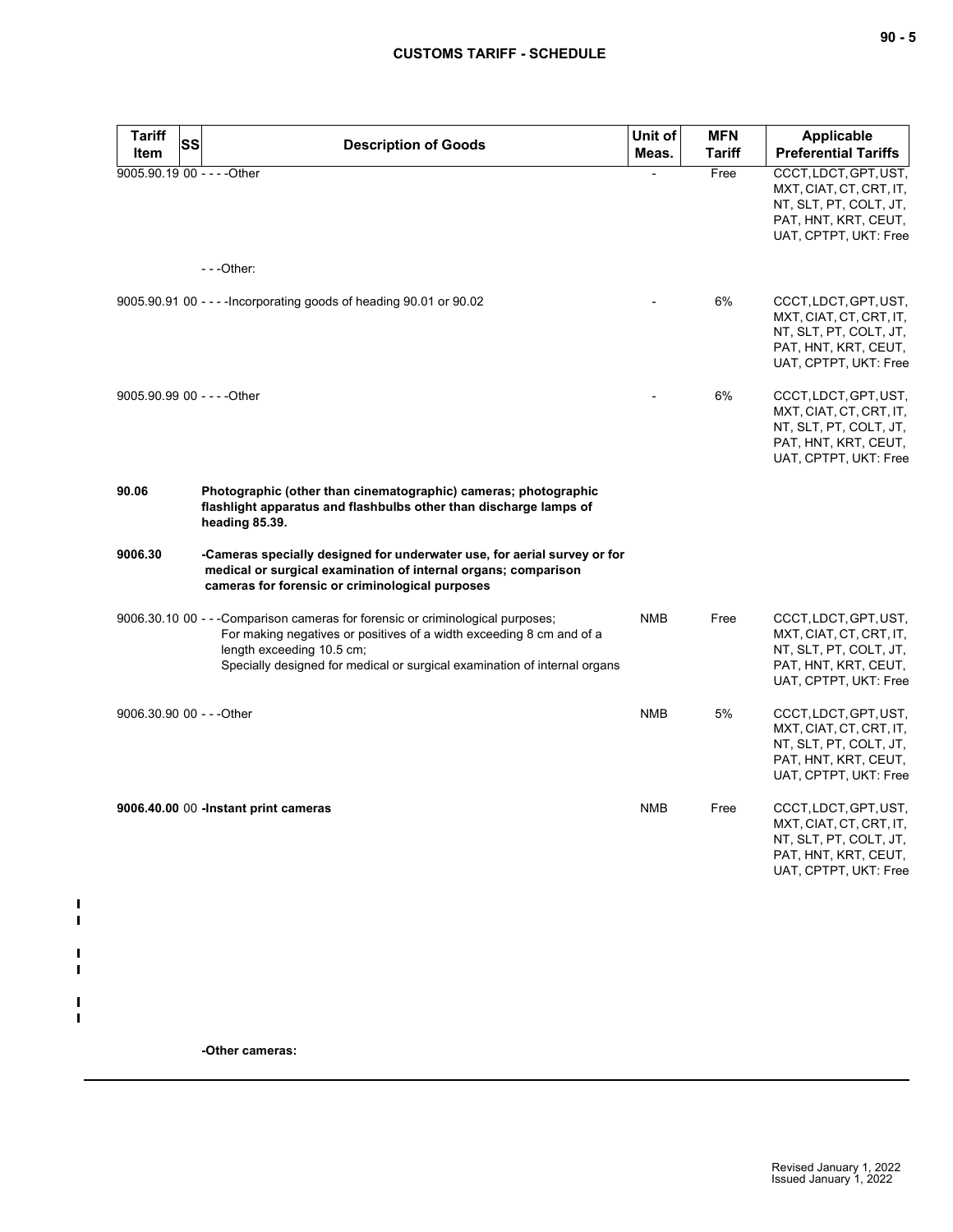| Tariff Item | SS | Description of Goods | Unit of Meas. | MFN Tariff | Applicable Preferential Tariffs |
|---|---|---|---|---|---|
| 9005.90.19 | 00 | - - - -Other | - | Free | CCCT, LDCT, GPT, UST, MXT, CIAT, CT, CRT, IT, NT, SLT, PT, COLT, JT, PAT, HNT, KRT, CEUT, UAT, CPTPT, UKT: Free |
| | | - - -Other: | | | |
| 9005.90.91 | 00 | - - - -Incorporating goods of heading 90.01 or 90.02 | - | 6% | CCCT, LDCT, GPT, UST, MXT, CIAT, CT, CRT, IT, NT, SLT, PT, COLT, JT, PAT, HNT, KRT, CEUT, UAT, CPTPT, UKT: Free |
| 9005.90.99 | 00 | - - - -Other | - | 6% | CCCT, LDCT, GPT, UST, MXT, CIAT, CT, CRT, IT, NT, SLT, PT, COLT, JT, PAT, HNT, KRT, CEUT, UAT, CPTPT, UKT: Free |
| **90.06** | | **Photographic (other than cinematographic) cameras; photographic flashlight apparatus and flashbulbs other than discharge lamps of heading 85.39.** | | | |
| **9006.30** | | **-Cameras specially designed for underwater use, for aerial survey or for medical or surgical examination of internal organs; comparison cameras for forensic or criminological purposes** | | | |
| 9006.30.10 | 00 | - - -Comparison cameras for forensic or criminological purposes;<br>For making negatives or positives of a width exceeding 8 cm and of a length exceeding 10.5 cm;<br>Specially designed for medical or surgical examination of internal organs | NMB | Free | CCCT, LDCT, GPT, UST, MXT, CIAT, CT, CRT, IT, NT, SLT, PT, COLT, JT, PAT, HNT, KRT, CEUT, UAT, CPTPT, UKT: Free |
| 9006.30.90 | 00 | - - -Other | NMB | 5% | CCCT, LDCT, GPT, UST, MXT, CIAT, CT, CRT, IT, NT, SLT, PT, COLT, JT, PAT, HNT, KRT, CEUT, UAT, CPTPT, UKT: Free |
| **9006.40.00** | 00 | **-Instant print cameras** | NMB | Free | CCCT, LDCT, GPT, UST, MXT, CIAT, CT, CRT, IT, NT, SLT, PT, COLT, JT, PAT, HNT, KRT, CEUT, UAT, CPTPT, UKT: Free |
| | | **-Other cameras:** | | | |

Revised January 1, 2022
Issued January 1, 2022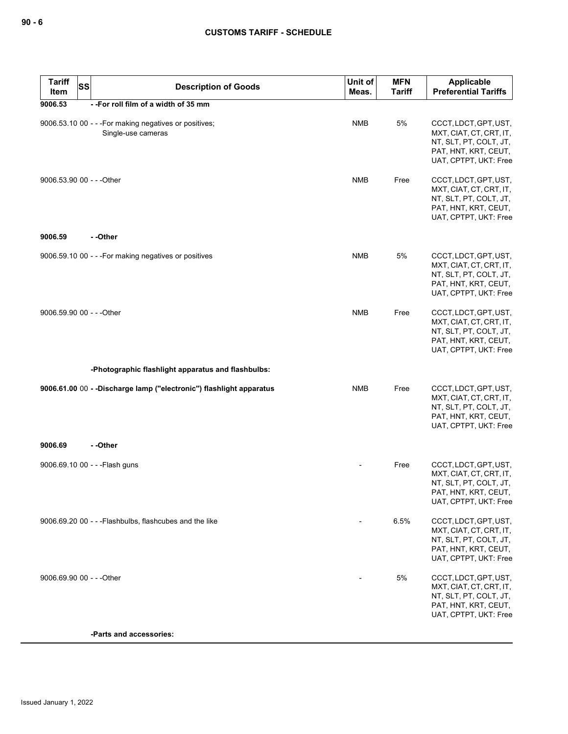| Tariff Item | SS | Description of Goods | Unit of Meas. | MFN Tariff | Applicable Preferential Tariffs |
|---|---|---|---|---|---|
| **9006.53** | | **- -For roll film of a width of 35 mm** | | | |
| 9006.53.10 | 00 | - - -For making negatives or positives; Single-use cameras | NMB | 5% | CCCT, LDCT, GPT, UST, MXT, CIAT, CT, CRT, IT, NT, SLT, PT, COLT, JT, PAT, HNT, KRT, CEUT, UAT, CPTPT, UKT: Free |
| 9006.53.90 | 00 | - - -Other | NMB | Free | CCCT, LDCT, GPT, UST, MXT, CIAT, CT, CRT, IT, NT, SLT, PT, COLT, JT, PAT, HNT, KRT, CEUT, UAT, CPTPT, UKT: Free |
| **9006.59** | | **- -Other** | | | |
| 9006.59.10 | 00 | - - -For making negatives or positives | NMB | 5% | CCCT, LDCT, GPT, UST, MXT, CIAT, CT, CRT, IT, NT, SLT, PT, COLT, JT, PAT, HNT, KRT, CEUT, UAT, CPTPT, UKT: Free |
| 9006.59.90 | 00 | - - -Other | NMB | Free | CCCT, LDCT, GPT, UST, MXT, CIAT, CT, CRT, IT, NT, SLT, PT, COLT, JT, PAT, HNT, KRT, CEUT, UAT, CPTPT, UKT: Free |
| | | **-Photographic flashlight apparatus and flashbulbs:** | | | |
| **9006.61.00** | 00 | **- -Discharge lamp ("electronic") flashlight apparatus** | NMB | Free | CCCT, LDCT, GPT, UST, MXT, CIAT, CT, CRT, IT, NT, SLT, PT, COLT, JT, PAT, HNT, KRT, CEUT, UAT, CPTPT, UKT: Free |
| **9006.69** | | **- -Other** | | | |
| 9006.69.10 | 00 | - - -Flash guns | - | Free | CCCT, LDCT, GPT, UST, MXT, CIAT, CT, CRT, IT, NT, SLT, PT, COLT, JT, PAT, HNT, KRT, CEUT, UAT, CPTPT, UKT: Free |
| 9006.69.20 | 00 | - - -Flashbulbs, flashcubes and the like | - | 6.5% | CCCT, LDCT, GPT, UST, MXT, CIAT, CT, CRT, IT, NT, SLT, PT, COLT, JT, PAT, HNT, KRT, CEUT, UAT, CPTPT, UKT: Free |
| 9006.69.90 | 00 | - - -Other | - | 5% | CCCT, LDCT, GPT, UST, MXT, CIAT, CT, CRT, IT, NT, SLT, PT, COLT, JT, PAT, HNT, KRT, CEUT, UAT, CPTPT, UKT: Free |
| | | **-Parts and accessories:** | | | |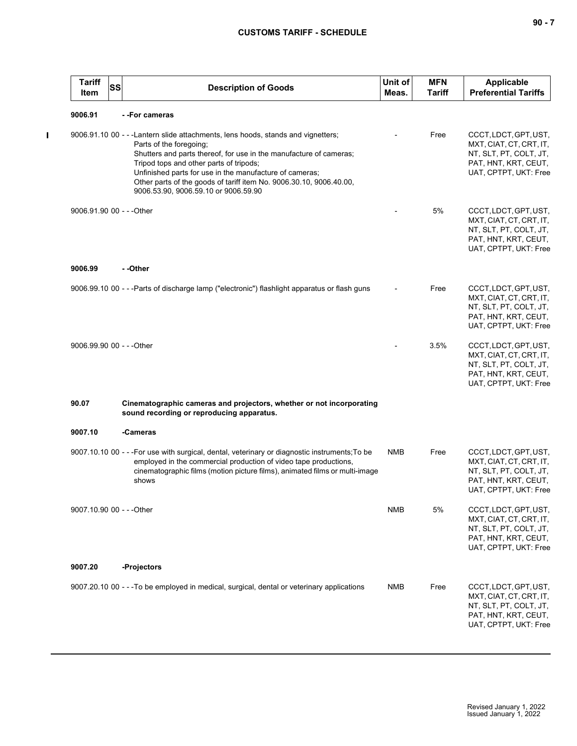| Tariff Item | SS | Description of Goods | Unit of Meas. | MFN Tariff | Applicable Preferential Tariffs |
|---|---|---|---|---|---|
| 9006.91 | | - -For cameras | | | |
| 9006.91.10 | 00 | - - -Lantern slide attachments, lens hoods, stands and vignettes;<br>Parts of the foregoing;<br>Shutters and parts thereof, for use in the manufacture of cameras;<br>Tripod tops and other parts of tripods;<br>Unfinished parts for use in the manufacture of cameras;<br>Other parts of the goods of tariff item No. 9006.30.10, 9006.40.00, 9006.53.90, 9006.59.10 or 9006.59.90 | - | Free | CCCT, LDCT, GPT, UST, MXT, CIAT, CT, CRT, IT, NT, SLT, PT, COLT, JT, PAT, HNT, KRT, CEUT, UAT, CPTPT, UKT: Free |
| 9006.91.90 | 00 | - - -Other | - | 5% | CCCT, LDCT, GPT, UST, MXT, CIAT, CT, CRT, IT, NT, SLT, PT, COLT, JT, PAT, HNT, KRT, CEUT, UAT, CPTPT, UKT: Free |
| 9006.99 | | - -Other | | | |
| 9006.99.10 | 00 | - - -Parts of discharge lamp ("electronic") flashlight apparatus or flash guns | - | Free | CCCT, LDCT, GPT, UST, MXT, CIAT, CT, CRT, IT, NT, SLT, PT, COLT, JT, PAT, HNT, KRT, CEUT, UAT, CPTPT, UKT: Free |
| 9006.99.90 | 00 | - - -Other | - | 3.5% | CCCT, LDCT, GPT, UST, MXT, CIAT, CT, CRT, IT, NT, SLT, PT, COLT, JT, PAT, HNT, KRT, CEUT, UAT, CPTPT, UKT: Free |
| 90.07 | | **Cinematographic cameras and projectors, whether or not incorporating sound recording or reproducing apparatus.** | | | |
| 9007.10 | | -Cameras | | | |
| 9007.10.10 | 00 | - - -For use with surgical, dental, veterinary or diagnostic instruments;To be employed in the commercial production of video tape productions, cinematographic films (motion picture films), animated films or multi-image shows | NMB | Free | CCCT, LDCT, GPT, UST, MXT, CIAT, CT, CRT, IT, NT, SLT, PT, COLT, JT, PAT, HNT, KRT, CEUT, UAT, CPTPT, UKT: Free |
| 9007.10.90 | 00 | - - -Other | NMB | 5% | CCCT, LDCT, GPT, UST, MXT, CIAT, CT, CRT, IT, NT, SLT, PT, COLT, JT, PAT, HNT, KRT, CEUT, UAT, CPTPT, UKT: Free |
| 9007.20 | | -Projectors | | | |
| 9007.20.10 | 00 | - - -To be employed in medical, surgical, dental or veterinary applications | NMB | Free | CCCT, LDCT, GPT, UST, MXT, CIAT, CT, CRT, IT, NT, SLT, PT, COLT, JT, PAT, HNT, KRT, CEUT, UAT, CPTPT, UKT: Free |

Revised January 1, 2022
Issued January 1, 2022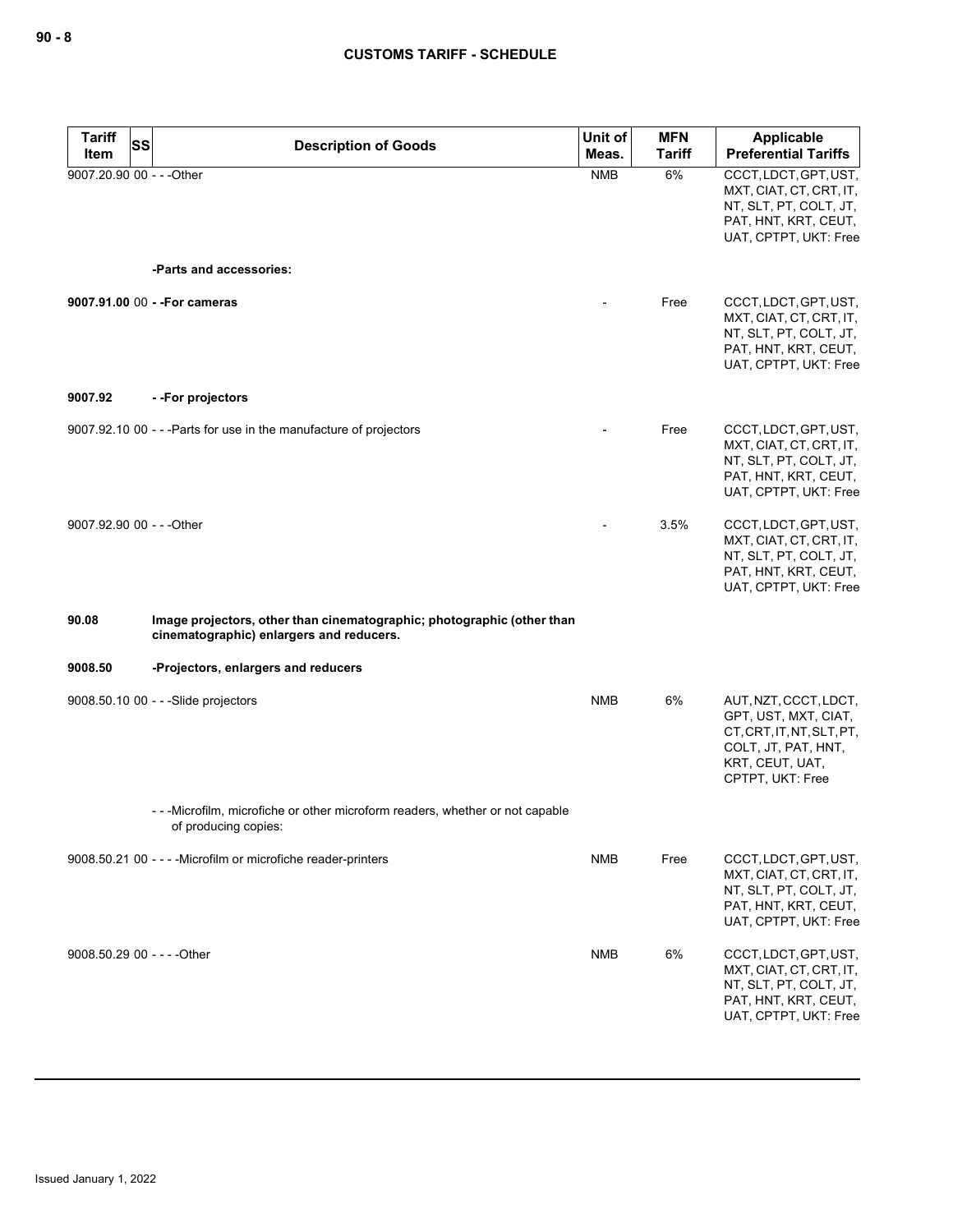| Tariff Item | SS | Description of Goods | Unit of Meas. | MFN Tariff | Applicable Preferential Tariffs |
|---|---|---|---|---|---|
| 9007.20.90 | 00 | - - -Other | NMB | 6% | CCCT, LDCT, GPT, UST, MXT, CIAT, CT, CRT, IT, NT, SLT, PT, COLT, JT, PAT, HNT, KRT, CEUT, UAT, CPTPT, UKT: Free |
| | | **-Parts and accessories:** | | | |
| **9007.91.00** | 00 | **- -For cameras** | - | Free | CCCT, LDCT, GPT, UST, MXT, CIAT, CT, CRT, IT, NT, SLT, PT, COLT, JT, PAT, HNT, KRT, CEUT, UAT, CPTPT, UKT: Free |
| **9007.92** | | **- -For projectors** | | | |
| 9007.92.10 | 00 | - - -Parts for use in the manufacture of projectors | - | Free | CCCT, LDCT, GPT, UST, MXT, CIAT, CT, CRT, IT, NT, SLT, PT, COLT, JT, PAT, HNT, KRT, CEUT, UAT, CPTPT, UKT: Free |
| 9007.92.90 | 00 | - - -Other | - | 3.5% | CCCT, LDCT, GPT, UST, MXT, CIAT, CT, CRT, IT, NT, SLT, PT, COLT, JT, PAT, HNT, KRT, CEUT, UAT, CPTPT, UKT: Free |
| **90.08** | | **Image projectors, other than cinematographic; photographic (other than cinematographic) enlargers and reducers.** | | | |
| **9008.50** | | **-Projectors, enlargers and reducers** | | | |
| 9008.50.10 | 00 | - - -Slide projectors | NMB | 6% | AUT, NZT, CCCT, LDCT, GPT, UST, MXT, CIAT, CT, CRT, IT, NT, SLT, PT, COLT, JT, PAT, HNT, KRT, CEUT, UAT, CPTPT, UKT: Free |
| | | - - -Microfilm, microfiche or other microform readers, whether or not capable of producing copies: | | | |
| 9008.50.21 | 00 | - - - -Microfilm or microfiche reader-printers | NMB | Free | CCCT, LDCT, GPT, UST, MXT, CIAT, CT, CRT, IT, NT, SLT, PT, COLT, JT, PAT, HNT, KRT, CEUT, UAT, CPTPT, UKT: Free |
| 9008.50.29 | 00 | - - - -Other | NMB | 6% | CCCT, LDCT, GPT, UST, MXT, CIAT, CT, CRT, IT, NT, SLT, PT, COLT, JT, PAT, HNT, KRT, CEUT, UAT, CPTPT, UKT: Free |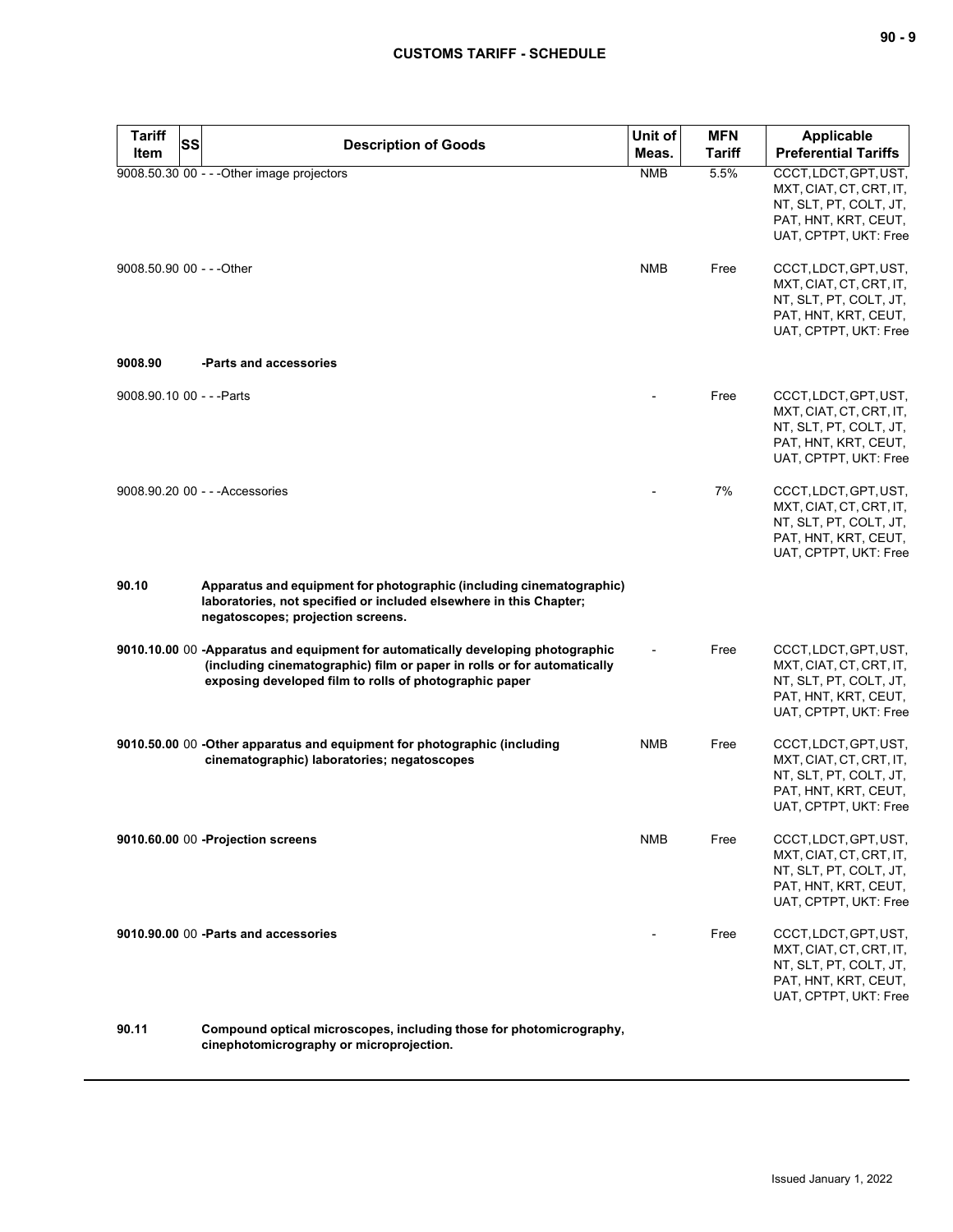| Tariff Item | SS | Description of Goods | Unit of Meas. | MFN Tariff | Applicable Preferential Tariffs |
|---|---|---|---|---|---|
| 9008.50.30 | 00 | - - -Other image projectors | NMB | 5.5% | CCCT, LDCT, GPT, UST, MXT, CIAT, CT, CRT, IT, NT, SLT, PT, COLT, JT, PAT, HNT, KRT, CEUT, UAT, CPTPT, UKT: Free |
| 9008.50.90 | 00 | - - -Other | NMB | Free | CCCT, LDCT, GPT, UST, MXT, CIAT, CT, CRT, IT, NT, SLT, PT, COLT, JT, PAT, HNT, KRT, CEUT, UAT, CPTPT, UKT: Free |
| **9008.90** | | **-Parts and accessories** | | | |
| 9008.90.10 | 00 | - - -Parts | - | Free | CCCT, LDCT, GPT, UST, MXT, CIAT, CT, CRT, IT, NT, SLT, PT, COLT, JT, PAT, HNT, KRT, CEUT, UAT, CPTPT, UKT: Free |
| 9008.90.20 | 00 | - - -Accessories | - | 7% | CCCT, LDCT, GPT, UST, MXT, CIAT, CT, CRT, IT, NT, SLT, PT, COLT, JT, PAT, HNT, KRT, CEUT, UAT, CPTPT, UKT: Free |
| **90.10** | | **Apparatus and equipment for photographic (including cinematographic) laboratories, not specified or included elsewhere in this Chapter; negatoscopes; projection screens.** | | | |
| **9010.10.00** | 00 | **-Apparatus and equipment for automatically developing photographic (including cinematographic) film or paper in rolls or for automatically exposing developed film to rolls of photographic paper** | - | Free | CCCT, LDCT, GPT, UST, MXT, CIAT, CT, CRT, IT, NT, SLT, PT, COLT, JT, PAT, HNT, KRT, CEUT, UAT, CPTPT, UKT: Free |
| **9010.50.00** | 00 | **-Other apparatus and equipment for photographic (including cinematographic) laboratories; negatoscopes** | NMB | Free | CCCT, LDCT, GPT, UST, MXT, CIAT, CT, CRT, IT, NT, SLT, PT, COLT, JT, PAT, HNT, KRT, CEUT, UAT, CPTPT, UKT: Free |
| **9010.60.00** | 00 | **-Projection screens** | NMB | Free | CCCT, LDCT, GPT, UST, MXT, CIAT, CT, CRT, IT, NT, SLT, PT, COLT, JT, PAT, HNT, KRT, CEUT, UAT, CPTPT, UKT: Free |
| **9010.90.00** | 00 | **-Parts and accessories** | - | Free | CCCT, LDCT, GPT, UST, MXT, CIAT, CT, CRT, IT, NT, SLT, PT, COLT, JT, PAT, HNT, KRT, CEUT, UAT, CPTPT, UKT: Free |
| **90.11** | | **Compound optical microscopes, including those for photomicrography, cinephotomicrography or microprojection.** | | | |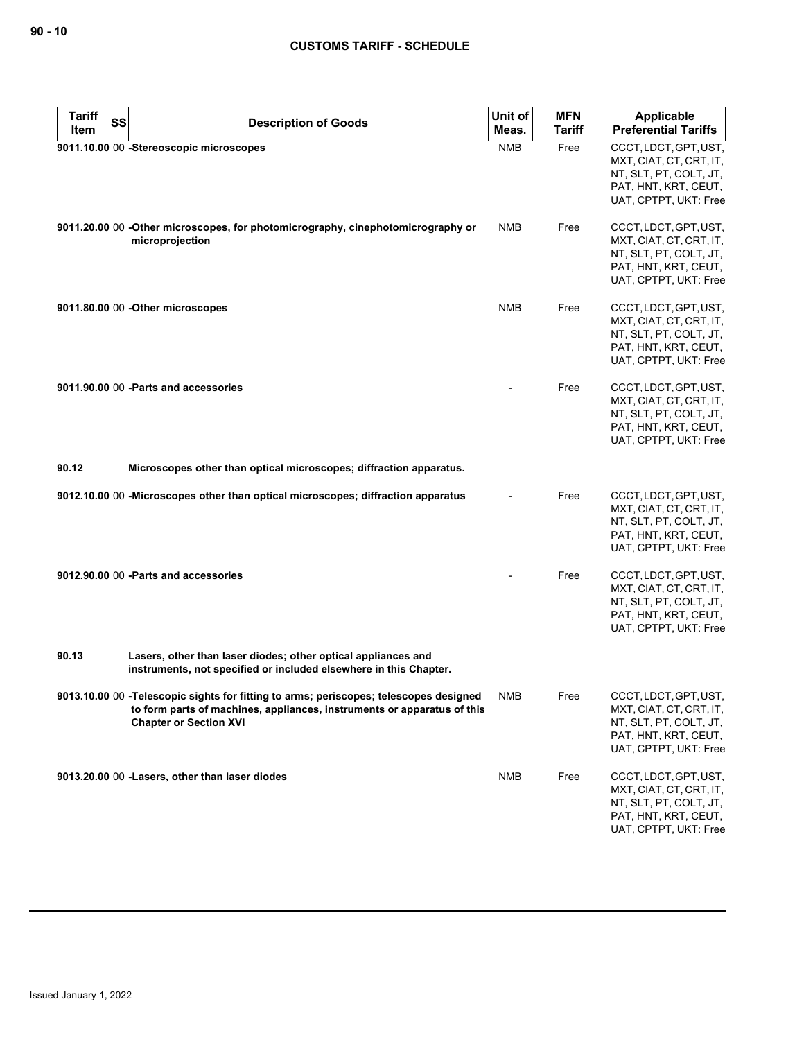| Tariff Item | SS | Description of Goods | Unit of Meas. | MFN Tariff | Applicable Preferential Tariffs |
|---|---|---|---|---|---|
| 9011.10.00 | 00 | **-Stereoscopic microscopes** | NMB | Free | CCCT, LDCT, GPT, UST, MXT, CIAT, CT, CRT, IT, NT, SLT, PT, COLT, JT, PAT, HNT, KRT, CEUT, UAT, CPTPT, UKT: Free |
| 9011.20.00 | 00 | **-Other microscopes, for photomicrography, cinephotomicrography or microprojection** | NMB | Free | CCCT, LDCT, GPT, UST, MXT, CIAT, CT, CRT, IT, NT, SLT, PT, COLT, JT, PAT, HNT, KRT, CEUT, UAT, CPTPT, UKT: Free |
| 9011.80.00 | 00 | **-Other microscopes** | NMB | Free | CCCT, LDCT, GPT, UST, MXT, CIAT, CT, CRT, IT, NT, SLT, PT, COLT, JT, PAT, HNT, KRT, CEUT, UAT, CPTPT, UKT: Free |
| 9011.90.00 | 00 | **-Parts and accessories** | - | Free | CCCT, LDCT, GPT, UST, MXT, CIAT, CT, CRT, IT, NT, SLT, PT, COLT, JT, PAT, HNT, KRT, CEUT, UAT, CPTPT, UKT: Free |
| **90.12** | | **Microscopes other than optical microscopes; diffraction apparatus.** | | | |
| 9012.10.00 | 00 | **-Microscopes other than optical microscopes; diffraction apparatus** | - | Free | CCCT, LDCT, GPT, UST, MXT, CIAT, CT, CRT, IT, NT, SLT, PT, COLT, JT, PAT, HNT, KRT, CEUT, UAT, CPTPT, UKT: Free |
| 9012.90.00 | 00 | **-Parts and accessories** | - | Free | CCCT, LDCT, GPT, UST, MXT, CIAT, CT, CRT, IT, NT, SLT, PT, COLT, JT, PAT, HNT, KRT, CEUT, UAT, CPTPT, UKT: Free |
| **90.13** | | **Lasers, other than laser diodes; other optical appliances and instruments, not specified or included elsewhere in this Chapter.** | | | |
| 9013.10.00 | 00 | **-Telescopic sights for fitting to arms; periscopes; telescopes designed to form parts of machines, appliances, instruments or apparatus of this Chapter or Section XVI** | NMB | Free | CCCT, LDCT, GPT, UST, MXT, CIAT, CT, CRT, IT, NT, SLT, PT, COLT, JT, PAT, HNT, KRT, CEUT, UAT, CPTPT, UKT: Free |
| 9013.20.00 | 00 | **-Lasers, other than laser diodes** | NMB | Free | CCCT, LDCT, GPT, UST, MXT, CIAT, CT, CRT, IT, NT, SLT, PT, COLT, JT, PAT, HNT, KRT, CEUT, UAT, CPTPT, UKT: Free |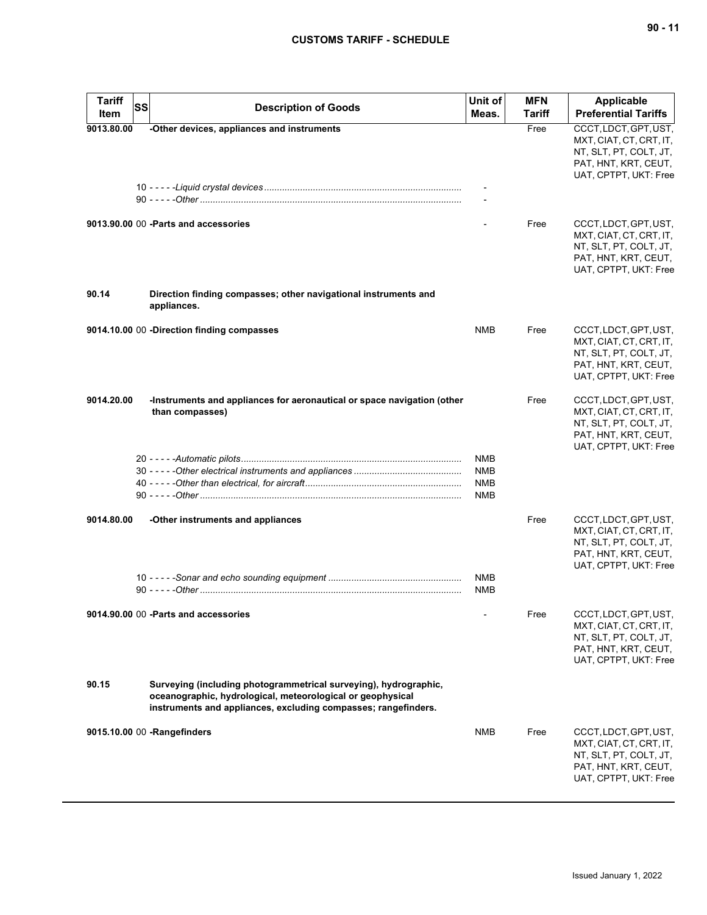| Tariff Item | SS | Description of Goods | Unit of Meas. | MFN Tariff | Applicable Preferential Tariffs |
|---|---|---|---|---|---|
| 9013.80.00 | | -Other devices, appliances and instruments | | Free | CCCT, LDCT, GPT, UST, MXT, CIAT, CT, CRT, IT, NT, SLT, PT, COLT, JT, PAT, HNT, KRT, CEUT, UAT, CPTPT, UKT: Free |
| | 10 | - - - - -*Liquid crystal devices* | - | | |
| | 90 | - - - - -*Other* | - | | |
| 9013.90.00 | 00 | -Parts and accessories | - | Free | CCCT, LDCT, GPT, UST, MXT, CIAT, CT, CRT, IT, NT, SLT, PT, COLT, JT, PAT, HNT, KRT, CEUT, UAT, CPTPT, UKT: Free |
| 90.14 | | Direction finding compasses; other navigational instruments and appliances. | | | |
| 9014.10.00 | 00 | -Direction finding compasses | NMB | Free | CCCT, LDCT, GPT, UST, MXT, CIAT, CT, CRT, IT, NT, SLT, PT, COLT, JT, PAT, HNT, KRT, CEUT, UAT, CPTPT, UKT: Free |
| 9014.20.00 | | -Instruments and appliances for aeronautical or space navigation (other than compasses) | | Free | CCCT, LDCT, GPT, UST, MXT, CIAT, CT, CRT, IT, NT, SLT, PT, COLT, JT, PAT, HNT, KRT, CEUT, UAT, CPTPT, UKT: Free |
| | 20 | - - - - -*Automatic pilots* | NMB | | |
| | 30 | - - - - -*Other electrical instruments and appliances* | NMB | | |
| | 40 | - - - - -*Other than electrical, for aircraft* | NMB | | |
| | 90 | - - - - -*Other* | NMB | | |
| 9014.80.00 | | -Other instruments and appliances | | Free | CCCT, LDCT, GPT, UST, MXT, CIAT, CT, CRT, IT, NT, SLT, PT, COLT, JT, PAT, HNT, KRT, CEUT, UAT, CPTPT, UKT: Free |
| | 10 | - - - - -*Sonar and echo sounding equipment* | NMB | | |
| | 90 | - - - - -*Other* | NMB | | |
| 9014.90.00 | 00 | -Parts and accessories | - | Free | CCCT, LDCT, GPT, UST, MXT, CIAT, CT, CRT, IT, NT, SLT, PT, COLT, JT, PAT, HNT, KRT, CEUT, UAT, CPTPT, UKT: Free |
| 90.15 | | Surveying (including photogrammetrical surveying), hydrographic, oceanographic, hydrological, meteorological or geophysical instruments and appliances, excluding compasses; rangefinders. | | | |
| 9015.10.00 | 00 | -Rangefinders | NMB | Free | CCCT, LDCT, GPT, UST, MXT, CIAT, CT, CRT, IT, NT, SLT, PT, COLT, JT, PAT, HNT, KRT, CEUT, UAT, CPTPT, UKT: Free |

Issued January 1, 2022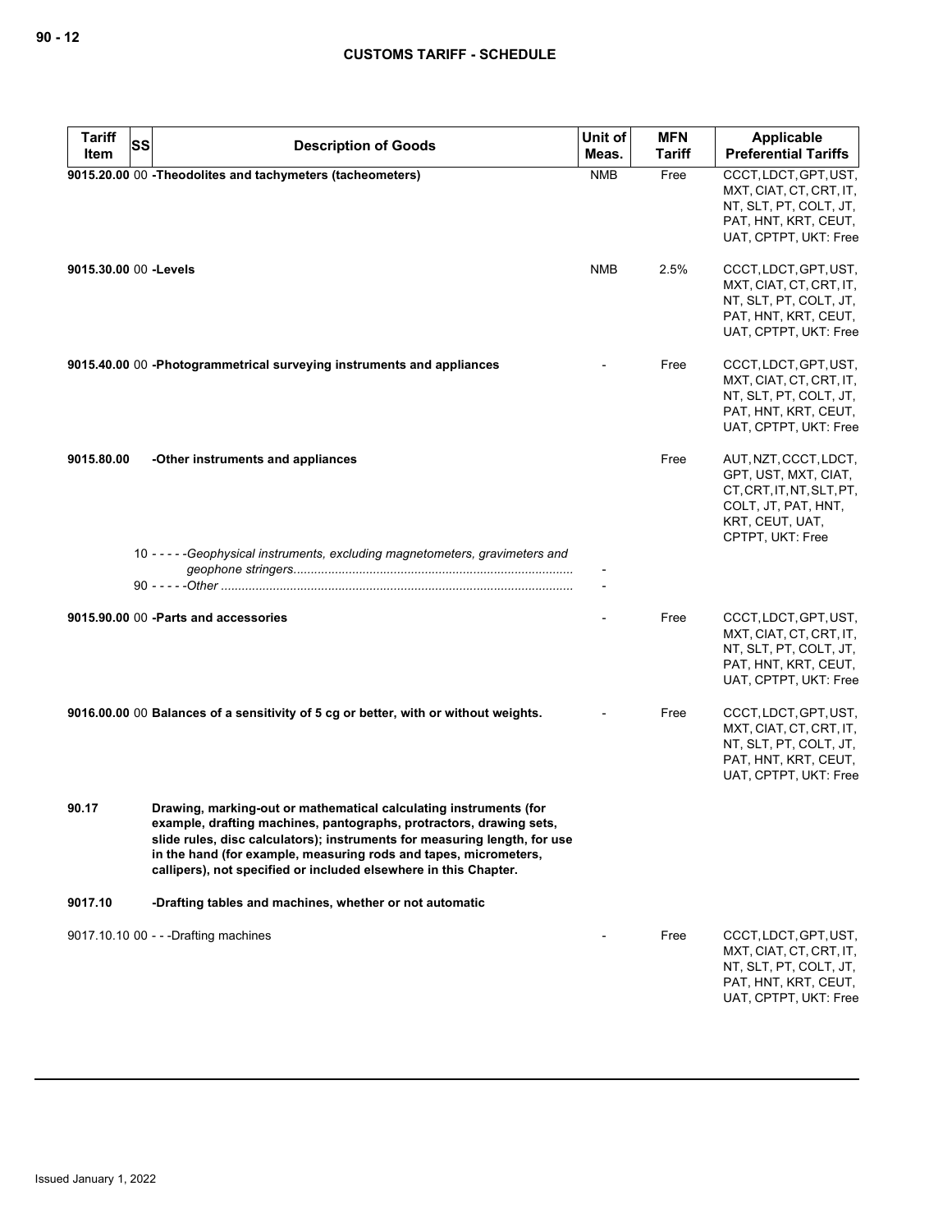| Tariff Item | SS | Description of Goods | Unit of Meas. | MFN Tariff | Applicable Preferential Tariffs |
|---|---|---|---|---|---|
| **9015.20.00** | 00 | **-Theodolites and tachymeters (tacheometers)** | NMB | Free | CCCT, LDCT, GPT, UST, MXT, CIAT, CT, CRT, IT, NT, SLT, PT, COLT, JT, PAT, HNT, KRT, CEUT, UAT, CPTPT, UKT: Free |
| **9015.30.00** | 00 | **-Levels** | NMB | 2.5% | CCCT, LDCT, GPT, UST, MXT, CIAT, CT, CRT, IT, NT, SLT, PT, COLT, JT, PAT, HNT, KRT, CEUT, UAT, CPTPT, UKT: Free |
| **9015.40.00** | 00 | **-Photogrammetrical surveying instruments and appliances** | - | Free | CCCT, LDCT, GPT, UST, MXT, CIAT, CT, CRT, IT, NT, SLT, PT, COLT, JT, PAT, HNT, KRT, CEUT, UAT, CPTPT, UKT: Free |
| **9015.80.00** | | **-Other instruments and appliances** | | Free | AUT, NZT, CCCT, LDCT, GPT, UST, MXT, CIAT, CT, CRT, IT, NT, SLT, PT, COLT, JT, PAT, HNT, KRT, CEUT, UAT, CPTPT, UKT: Free |
| | 10 | - - - - -*Geophysical instruments, excluding magnetometers, gravimeters and geophone stringers* | - | | |
| | 90 | - - - - -*Other* | - | | |
| **9015.90.00** | 00 | **-Parts and accessories** | - | Free | CCCT, LDCT, GPT, UST, MXT, CIAT, CT, CRT, IT, NT, SLT, PT, COLT, JT, PAT, HNT, KRT, CEUT, UAT, CPTPT, UKT: Free |
| **9016.00.00** | 00 | **Balances of a sensitivity of 5 cg or better, with or without weights.** | - | Free | CCCT, LDCT, GPT, UST, MXT, CIAT, CT, CRT, IT, NT, SLT, PT, COLT, JT, PAT, HNT, KRT, CEUT, UAT, CPTPT, UKT: Free |
| **90.17** | | **Drawing, marking-out or mathematical calculating instruments (for example, drafting machines, pantographs, protractors, drawing sets, slide rules, disc calculators); instruments for measuring length, for use in the hand (for example, measuring rods and tapes, micrometers, callipers), not specified or included elsewhere in this Chapter.** | | | |
| **9017.10** | | **-Drafting tables and machines, whether or not automatic** | | | |
| 9017.10.10 | 00 | - - -Drafting machines | - | Free | CCCT, LDCT, GPT, UST, MXT, CIAT, CT, CRT, IT, NT, SLT, PT, COLT, JT, PAT, HNT, KRT, CEUT, UAT, CPTPT, UKT: Free |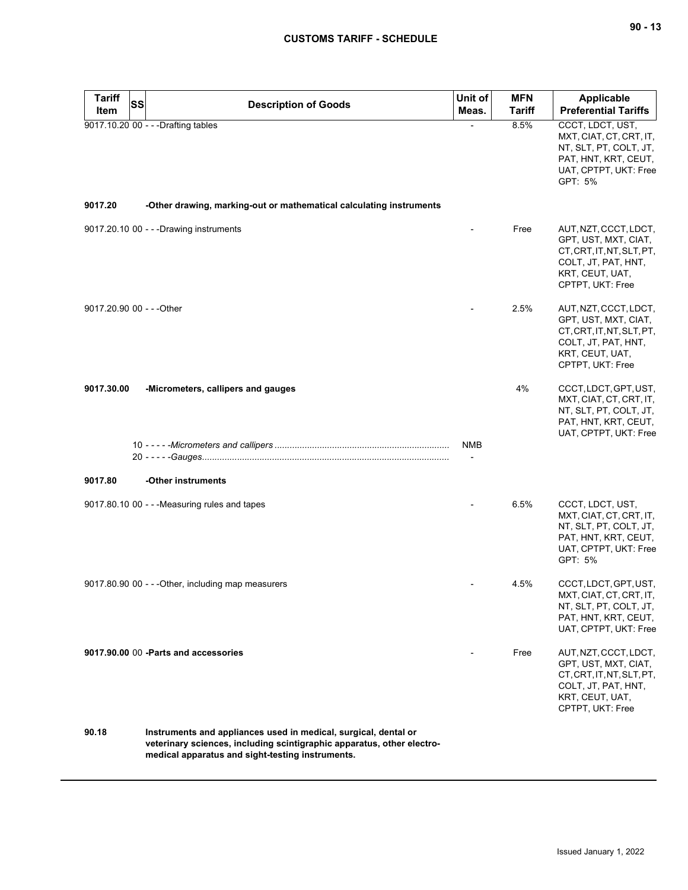| Tariff Item | SS | Description of Goods | Unit of Meas. | MFN Tariff | Applicable Preferential Tariffs |
|---|---|---|---|---|---|
| 9017.10.20 | 00 | - - -Drafting tables | - | 8.5% | CCCT, LDCT, UST, MXT, CIAT, CT, CRT, IT, NT, SLT, PT, COLT, JT, PAT, HNT, KRT, CEUT, UAT, CPTPT, UKT: Free<br>GPT: 5% |
| 9017.20 | | -Other drawing, marking-out or mathematical calculating instruments | | | |
| 9017.20.10 | 00 | - - -Drawing instruments | - | Free | AUT, NZT, CCCT, LDCT, GPT, UST, MXT, CIAT, CT, CRT, IT, NT, SLT, PT, COLT, JT, PAT, HNT, KRT, CEUT, UAT, CPTPT, UKT: Free |
| 9017.20.90 | 00 | - - -Other | - | 2.5% | AUT, NZT, CCCT, LDCT, GPT, UST, MXT, CIAT, CT, CRT, IT, NT, SLT, PT, COLT, JT, PAT, HNT, KRT, CEUT, UAT, CPTPT, UKT: Free |
| 9017.30.00 | | -Micrometers, callipers and gauges | | 4% | CCCT, LDCT, GPT, UST, MXT, CIAT, CT, CRT, IT, NT, SLT, PT, COLT, JT, PAT, HNT, KRT, CEUT, UAT, CPTPT, UKT: Free |
| | 10 | - - - - -*Micrometers and callipers* | NMB | | |
| | 20 | - - - - -*Gauges* | - | | |
| 9017.80 | | -Other instruments | | | |
| 9017.80.10 | 00 | - - -Measuring rules and tapes | - | 6.5% | CCCT, LDCT, UST, MXT, CIAT, CT, CRT, IT, NT, SLT, PT, COLT, JT, PAT, HNT, KRT, CEUT, UAT, CPTPT, UKT: Free<br>GPT: 5% |
| 9017.80.90 | 00 | - - -Other, including map measurers | - | 4.5% | CCCT, LDCT, GPT, UST, MXT, CIAT, CT, CRT, IT, NT, SLT, PT, COLT, JT, PAT, HNT, KRT, CEUT, UAT, CPTPT, UKT: Free |
| 9017.90.00 | 00 | -Parts and accessories | - | Free | AUT, NZT, CCCT, LDCT, GPT, UST, MXT, CIAT, CT, CRT, IT, NT, SLT, PT, COLT, JT, PAT, HNT, KRT, CEUT, UAT, CPTPT, UKT: Free |
| 90.18 | | Instruments and appliances used in medical, surgical, dental or veterinary sciences, including scintigraphic apparatus, other electro-medical apparatus and sight-testing instruments. | | | |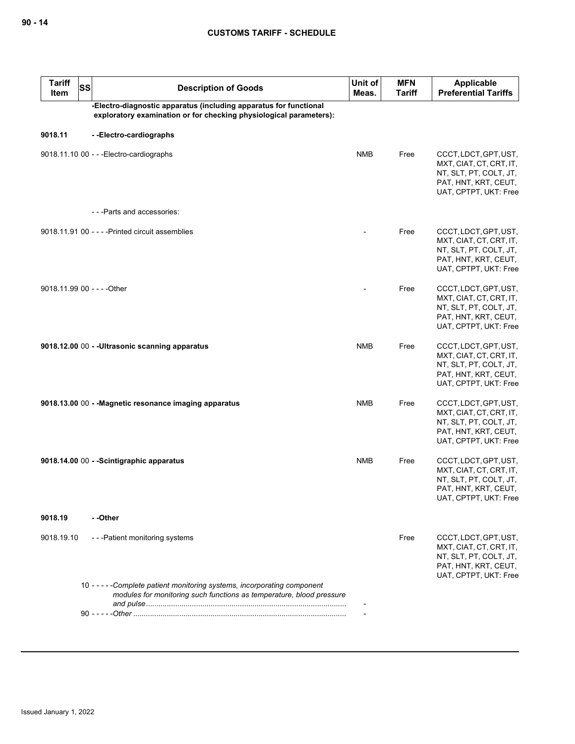| Tariff Item | SS | Description of Goods | Unit of Meas. | MFN Tariff | Applicable Preferential Tariffs |
|---|---|---|---|---|---|
| | | **-Electro-diagnostic apparatus (including apparatus for functional exploratory examination or for checking physiological parameters):** | | | |
| **9018.11** | | **- -Electro-cardiographs** | | | |
| 9018.11.10 | 00 | - - -Electro-cardiographs | NMB | Free | CCCT, LDCT, GPT, UST, MXT, CIAT, CT, CRT, IT, NT, SLT, PT, COLT, JT, PAT, HNT, KRT, CEUT, UAT, CPTPT, UKT: Free |
| | | - - -Parts and accessories: | | | |
| 9018.11.91 | 00 | - - - -Printed circuit assemblies | - | Free | CCCT, LDCT, GPT, UST, MXT, CIAT, CT, CRT, IT, NT, SLT, PT, COLT, JT, PAT, HNT, KRT, CEUT, UAT, CPTPT, UKT: Free |
| 9018.11.99 | 00 | - - - -Other | - | Free | CCCT, LDCT, GPT, UST, MXT, CIAT, CT, CRT, IT, NT, SLT, PT, COLT, JT, PAT, HNT, KRT, CEUT, UAT, CPTPT, UKT: Free |
| **9018.12.00** | 00 | **- -Ultrasonic scanning apparatus** | NMB | Free | CCCT, LDCT, GPT, UST, MXT, CIAT, CT, CRT, IT, NT, SLT, PT, COLT, JT, PAT, HNT, KRT, CEUT, UAT, CPTPT, UKT: Free |
| **9018.13.00** | 00 | **- -Magnetic resonance imaging apparatus** | NMB | Free | CCCT, LDCT, GPT, UST, MXT, CIAT, CT, CRT, IT, NT, SLT, PT, COLT, JT, PAT, HNT, KRT, CEUT, UAT, CPTPT, UKT: Free |
| **9018.14.00** | 00 | **- -Scintigraphic apparatus** | NMB | Free | CCCT, LDCT, GPT, UST, MXT, CIAT, CT, CRT, IT, NT, SLT, PT, COLT, JT, PAT, HNT, KRT, CEUT, UAT, CPTPT, UKT: Free |
| **9018.19** | | **- -Other** | | | |
| 9018.19.10 | | - - -Patient monitoring systems | | Free | CCCT, LDCT, GPT, UST, MXT, CIAT, CT, CRT, IT, NT, SLT, PT, COLT, JT, PAT, HNT, KRT, CEUT, UAT, CPTPT, UKT: Free |
| | 10 | - - - - -*Complete patient monitoring systems, incorporating component modules for monitoring such functions as temperature, blood pressure and pulse* | - | | |
| | 90 | - - - - -*Other* | - | | |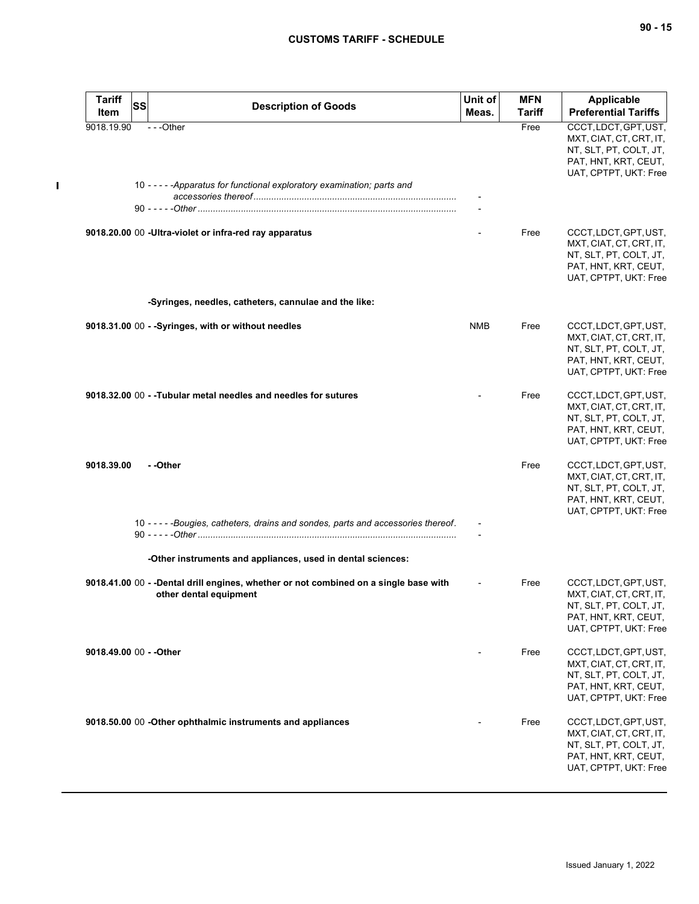| Tariff Item | SS | Description of Goods | Unit of Meas. | MFN Tariff | Applicable Preferential Tariffs |
|---|---|---|---|---|---|
| 9018.19.90 | | - - -Other | | Free | CCCT, LDCT, GPT, UST, MXT, CIAT, CT, CRT, IT, NT, SLT, PT, COLT, JT, PAT, HNT, KRT, CEUT, UAT, CPTPT, UKT: Free |
| | 10 | - - - - -*Apparatus for functional exploratory examination; parts and accessories thereof* | - | | |
| | 90 | - - - - -*Other* | - | | |
| **9018.20.00** | 00 | **-Ultra-violet or infra-red ray apparatus** | - | Free | CCCT, LDCT, GPT, UST, MXT, CIAT, CT, CRT, IT, NT, SLT, PT, COLT, JT, PAT, HNT, KRT, CEUT, UAT, CPTPT, UKT: Free |
| | | **-Syringes, needles, catheters, cannulae and the like:** | | | |
| **9018.31.00** | 00 | **- -Syringes, with or without needles** | NMB | Free | CCCT, LDCT, GPT, UST, MXT, CIAT, CT, CRT, IT, NT, SLT, PT, COLT, JT, PAT, HNT, KRT, CEUT, UAT, CPTPT, UKT: Free |
| **9018.32.00** | 00 | **- -Tubular metal needles and needles for sutures** | - | Free | CCCT, LDCT, GPT, UST, MXT, CIAT, CT, CRT, IT, NT, SLT, PT, COLT, JT, PAT, HNT, KRT, CEUT, UAT, CPTPT, UKT: Free |
| **9018.39.00** | | **- -Other** | | Free | CCCT, LDCT, GPT, UST, MXT, CIAT, CT, CRT, IT, NT, SLT, PT, COLT, JT, PAT, HNT, KRT, CEUT, UAT, CPTPT, UKT: Free |
| | 10 | - - - - -*Bougies, catheters, drains and sondes, parts and accessories thereof* | - | | |
| | 90 | - - - - -*Other* | - | | |
| | | **-Other instruments and appliances, used in dental sciences:** | | | |
| **9018.41.00** | 00 | **- -Dental drill engines, whether or not combined on a single base with other dental equipment** | - | Free | CCCT, LDCT, GPT, UST, MXT, CIAT, CT, CRT, IT, NT, SLT, PT, COLT, JT, PAT, HNT, KRT, CEUT, UAT, CPTPT, UKT: Free |
| **9018.49.00** | 00 | **- -Other** | - | Free | CCCT, LDCT, GPT, UST, MXT, CIAT, CT, CRT, IT, NT, SLT, PT, COLT, JT, PAT, HNT, KRT, CEUT, UAT, CPTPT, UKT: Free |
| **9018.50.00** | 00 | **-Other ophthalmic instruments and appliances** | - | Free | CCCT, LDCT, GPT, UST, MXT, CIAT, CT, CRT, IT, NT, SLT, PT, COLT, JT, PAT, HNT, KRT, CEUT, UAT, CPTPT, UKT: Free |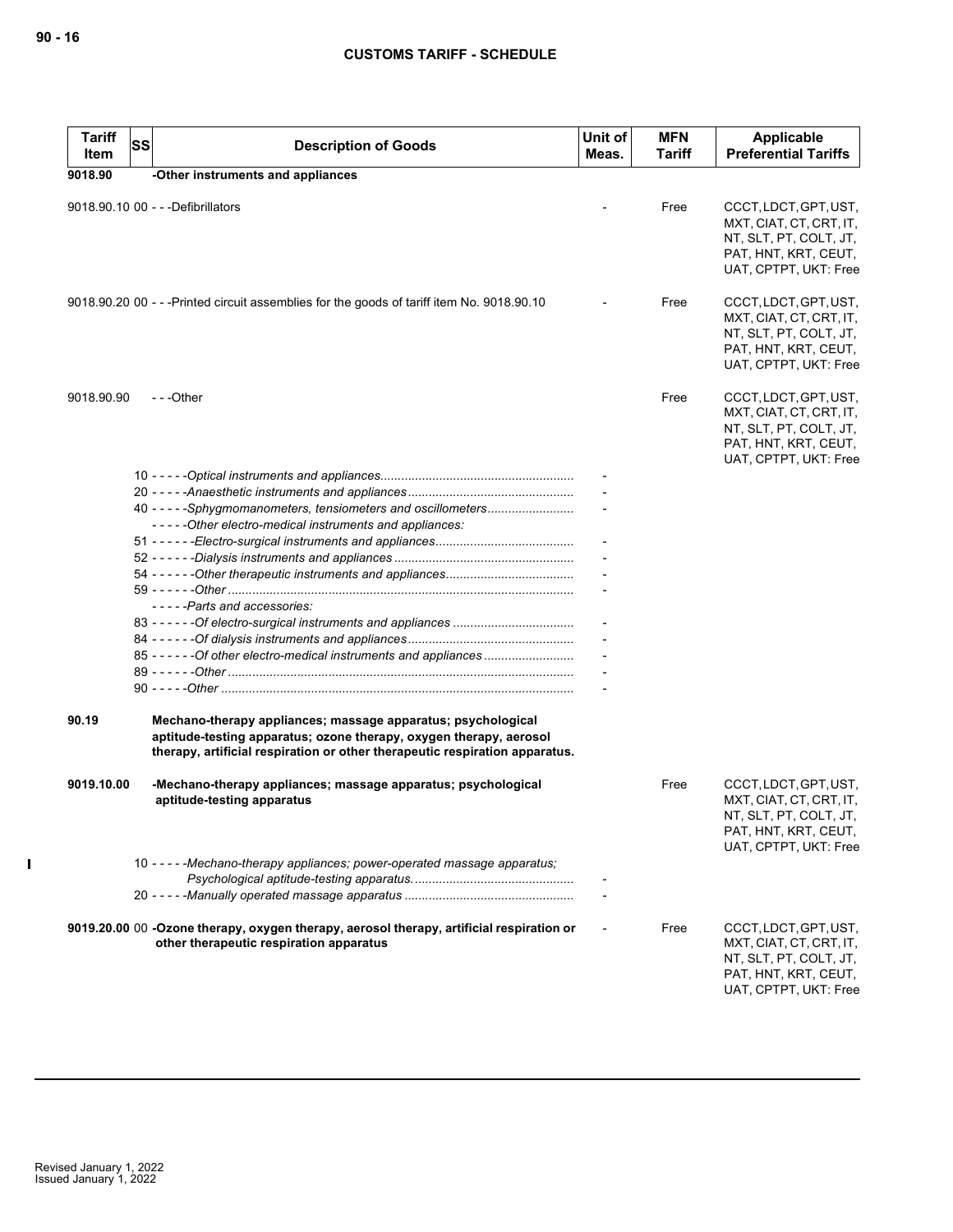| Tariff Item | SS | Description of Goods | Unit of Meas. | MFN Tariff | Applicable Preferential Tariffs |
|---|---|---|---|---|---|
| **9018.90** | | **-Other instruments and appliances** | | | |
| 9018.90.10 | 00 | - - -Defibrillators | - | Free | CCCT, LDCT, GPT, UST, MXT, CIAT, CT, CRT, IT, NT, SLT, PT, COLT, JT, PAT, HNT, KRT, CEUT, UAT, CPTPT, UKT: Free |
| 9018.90.20 | 00 | - - -Printed circuit assemblies for the goods of tariff item No. 9018.90.10 | - | Free | CCCT, LDCT, GPT, UST, MXT, CIAT, CT, CRT, IT, NT, SLT, PT, COLT, JT, PAT, HNT, KRT, CEUT, UAT, CPTPT, UKT: Free |
| 9018.90.90 | | - - -Other | | Free | CCCT, LDCT, GPT, UST, MXT, CIAT, CT, CRT, IT, NT, SLT, PT, COLT, JT, PAT, HNT, KRT, CEUT, UAT, CPTPT, UKT: Free |
| | 10 | - - - - -*Optical instruments and appliances* | - | | |
| | 20 | - - - - -*Anaesthetic instruments and appliances* | - | | |
| | 40 | - - - - -*Sphygmomanometers, tensiometers and oscillometers* | - | | |
| | | - - - - -*Other electro-medical instruments and appliances:* | | | |
| | 51 | - - - - - -*Electro-surgical instruments and appliances* | - | | |
| | 52 | - - - - - -*Dialysis instruments and appliances* | - | | |
| | 54 | - - - - - -*Other therapeutic instruments and appliances* | - | | |
| | 59 | - - - - - -*Other* | - | | |
| | | - - - - -*Parts and accessories:* | | | |
| | 83 | - - - - - -*Of electro-surgical instruments and appliances* | - | | |
| | 84 | - - - - - -*Of dialysis instruments and appliances* | - | | |
| | 85 | - - - - - -*Of other electro-medical instruments and appliances* | - | | |
| | 89 | - - - - - -*Other* | - | | |
| | 90 | - - - - -*Other* | - | | |
| **90.19** | | **Mechano-therapy appliances; massage apparatus; psychological aptitude-testing apparatus; ozone therapy, oxygen therapy, aerosol therapy, artificial respiration or other therapeutic respiration apparatus.** | | | |
| **9019.10.00** | | **-Mechano-therapy appliances; massage apparatus; psychological aptitude-testing apparatus** | | Free | CCCT, LDCT, GPT, UST, MXT, CIAT, CT, CRT, IT, NT, SLT, PT, COLT, JT, PAT, HNT, KRT, CEUT, UAT, CPTPT, UKT: Free |
| | 10 | - - - - -*Mechano-therapy appliances; power-operated massage apparatus; Psychological aptitude-testing apparatus.* | - | | |
| | 20 | - - - - -*Manually operated massage apparatus* | - | | |
| **9019.20.00** | 00 | **-Ozone therapy, oxygen therapy, aerosol therapy, artificial respiration or other therapeutic respiration apparatus** | - | Free | CCCT, LDCT, GPT, UST, MXT, CIAT, CT, CRT, IT, NT, SLT, PT, COLT, JT, PAT, HNT, KRT, CEUT, UAT, CPTPT, UKT: Free |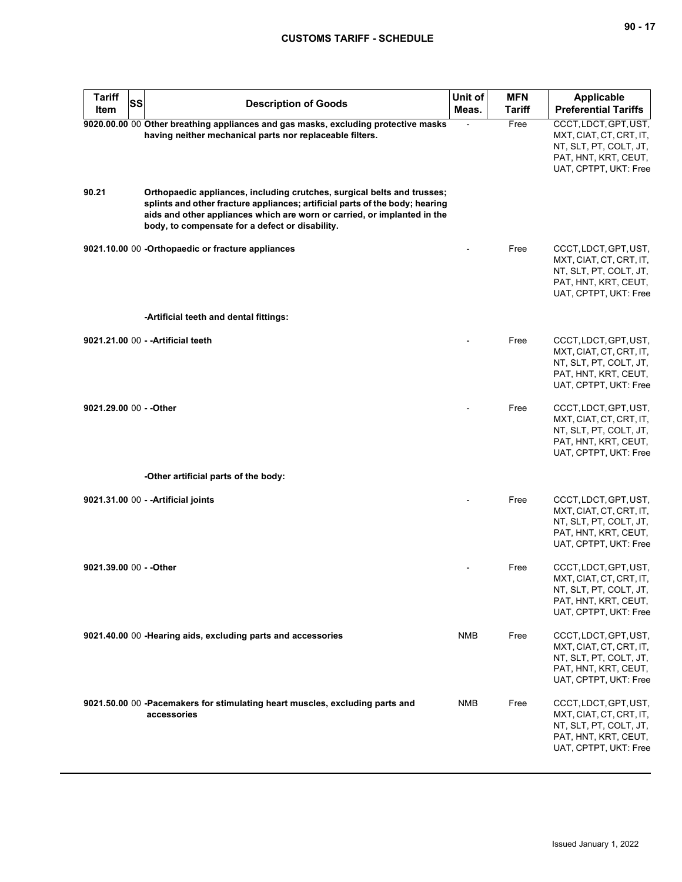| Tariff Item | SS | Description of Goods | Unit of Meas. | MFN Tariff | Applicable Preferential Tariffs |
|---|---|---|---|---|---|
| 9020.00.00 | 00 | **Other breathing appliances and gas masks, excluding protective masks having neither mechanical parts nor replaceable filters.** | - | Free | CCCT, LDCT, GPT, UST, MXT, CIAT, CT, CRT, IT, NT, SLT, PT, COLT, JT, PAT, HNT, KRT, CEUT, UAT, CPTPT, UKT: Free |
| 90.21 | | **Orthopaedic appliances, including crutches, surgical belts and trusses; splints and other fracture appliances; artificial parts of the body; hearing aids and other appliances which are worn or carried, or implanted in the body, to compensate for a defect or disability.** | | | |
| 9021.10.00 | 00 | **-Orthopaedic or fracture appliances** | - | Free | CCCT, LDCT, GPT, UST, MXT, CIAT, CT, CRT, IT, NT, SLT, PT, COLT, JT, PAT, HNT, KRT, CEUT, UAT, CPTPT, UKT: Free |
| | | **-Artificial teeth and dental fittings:** | | | |
| 9021.21.00 | 00 | **- -Artificial teeth** | - | Free | CCCT, LDCT, GPT, UST, MXT, CIAT, CT, CRT, IT, NT, SLT, PT, COLT, JT, PAT, HNT, KRT, CEUT, UAT, CPTPT, UKT: Free |
| 9021.29.00 | 00 | **- -Other** | - | Free | CCCT, LDCT, GPT, UST, MXT, CIAT, CT, CRT, IT, NT, SLT, PT, COLT, JT, PAT, HNT, KRT, CEUT, UAT, CPTPT, UKT: Free |
| | | **-Other artificial parts of the body:** | | | |
| 9021.31.00 | 00 | **- -Artificial joints** | - | Free | CCCT, LDCT, GPT, UST, MXT, CIAT, CT, CRT, IT, NT, SLT, PT, COLT, JT, PAT, HNT, KRT, CEUT, UAT, CPTPT, UKT: Free |
| 9021.39.00 | 00 | **- -Other** | - | Free | CCCT, LDCT, GPT, UST, MXT, CIAT, CT, CRT, IT, NT, SLT, PT, COLT, JT, PAT, HNT, KRT, CEUT, UAT, CPTPT, UKT: Free |
| 9021.40.00 | 00 | **-Hearing aids, excluding parts and accessories** | NMB | Free | CCCT, LDCT, GPT, UST, MXT, CIAT, CT, CRT, IT, NT, SLT, PT, COLT, JT, PAT, HNT, KRT, CEUT, UAT, CPTPT, UKT: Free |
| 9021.50.00 | 00 | **-Pacemakers for stimulating heart muscles, excluding parts and accessories** | NMB | Free | CCCT, LDCT, GPT, UST, MXT, CIAT, CT, CRT, IT, NT, SLT, PT, COLT, JT, PAT, HNT, KRT, CEUT, UAT, CPTPT, UKT: Free |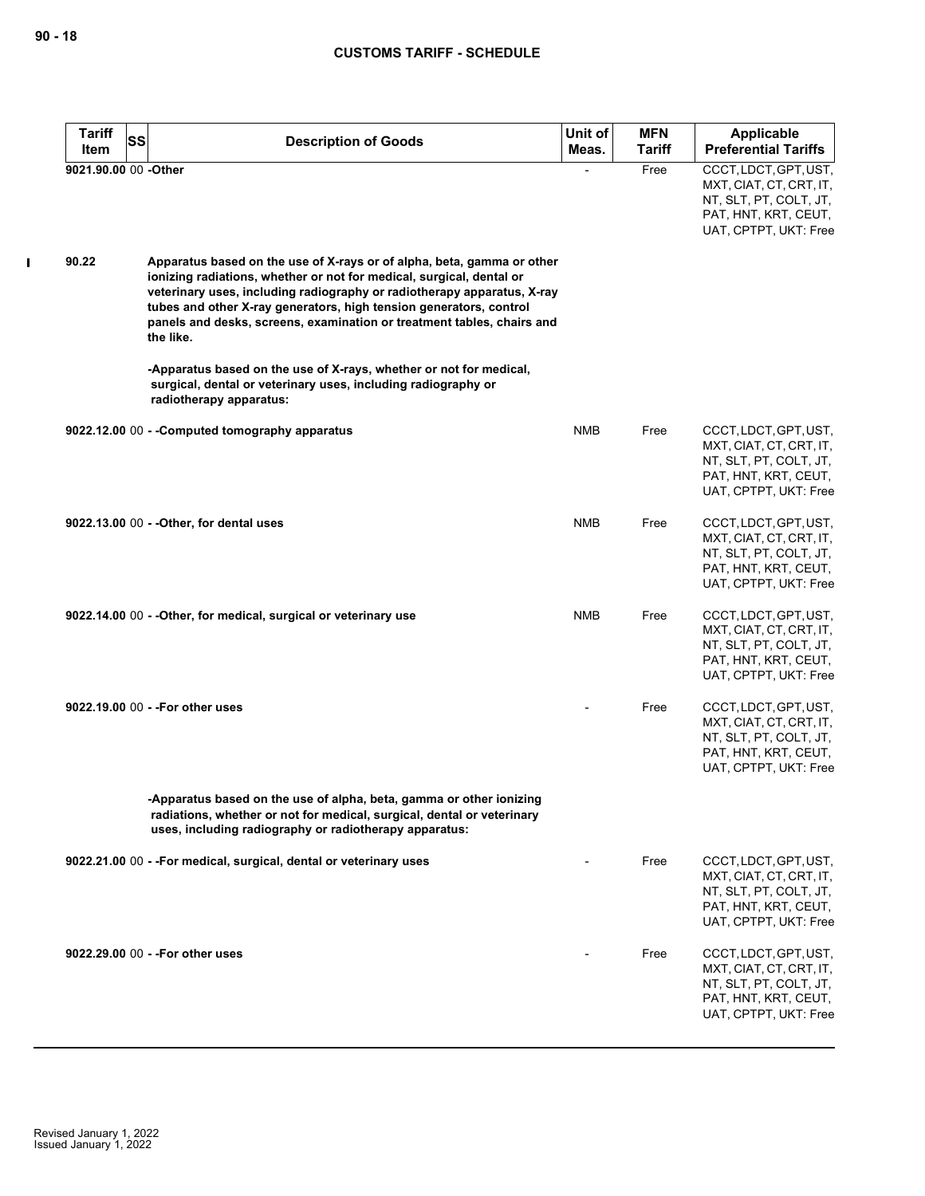| Tariff Item | SS | Description of Goods | Unit of Meas. | MFN Tariff | Applicable Preferential Tariffs |
|---|---|---|---|---|---|
| 9021.90.00 | 00 | -Other | - | Free | CCCT, LDCT, GPT, UST, MXT, CIAT, CT, CRT, IT, NT, SLT, PT, COLT, JT, PAT, HNT, KRT, CEUT, UAT, CPTPT, UKT: Free |
| 90.22 | | **Apparatus based on the use of X-rays or of alpha, beta, gamma or other ionizing radiations, whether or not for medical, surgical, dental or veterinary uses, including radiography or radiotherapy apparatus, X-ray tubes and other X-ray generators, high tension generators, control panels and desks, screens, examination or treatment tables, chairs and the like.** | | | |
| | | -Apparatus based on the use of X-rays, whether or not for medical, surgical, dental or veterinary uses, including radiography or radiotherapy apparatus: | | | |
| 9022.12.00 | 00 | - -Computed tomography apparatus | NMB | Free | CCCT, LDCT, GPT, UST, MXT, CIAT, CT, CRT, IT, NT, SLT, PT, COLT, JT, PAT, HNT, KRT, CEUT, UAT, CPTPT, UKT: Free |
| 9022.13.00 | 00 | - -Other, for dental uses | NMB | Free | CCCT, LDCT, GPT, UST, MXT, CIAT, CT, CRT, IT, NT, SLT, PT, COLT, JT, PAT, HNT, KRT, CEUT, UAT, CPTPT, UKT: Free |
| 9022.14.00 | 00 | - -Other, for medical, surgical or veterinary use | NMB | Free | CCCT, LDCT, GPT, UST, MXT, CIAT, CT, CRT, IT, NT, SLT, PT, COLT, JT, PAT, HNT, KRT, CEUT, UAT, CPTPT, UKT: Free |
| 9022.19.00 | 00 | - -For other uses | - | Free | CCCT, LDCT, GPT, UST, MXT, CIAT, CT, CRT, IT, NT, SLT, PT, COLT, JT, PAT, HNT, KRT, CEUT, UAT, CPTPT, UKT: Free |
| | | -Apparatus based on the use of alpha, beta, gamma or other ionizing radiations, whether or not for medical, surgical, dental or veterinary uses, including radiography or radiotherapy apparatus: | | | |
| 9022.21.00 | 00 | - -For medical, surgical, dental or veterinary uses | - | Free | CCCT, LDCT, GPT, UST, MXT, CIAT, CT, CRT, IT, NT, SLT, PT, COLT, JT, PAT, HNT, KRT, CEUT, UAT, CPTPT, UKT: Free |
| 9022.29.00 | 00 | - -For other uses | - | Free | CCCT, LDCT, GPT, UST, MXT, CIAT, CT, CRT, IT, NT, SLT, PT, COLT, JT, PAT, HNT, KRT, CEUT, UAT, CPTPT, UKT: Free |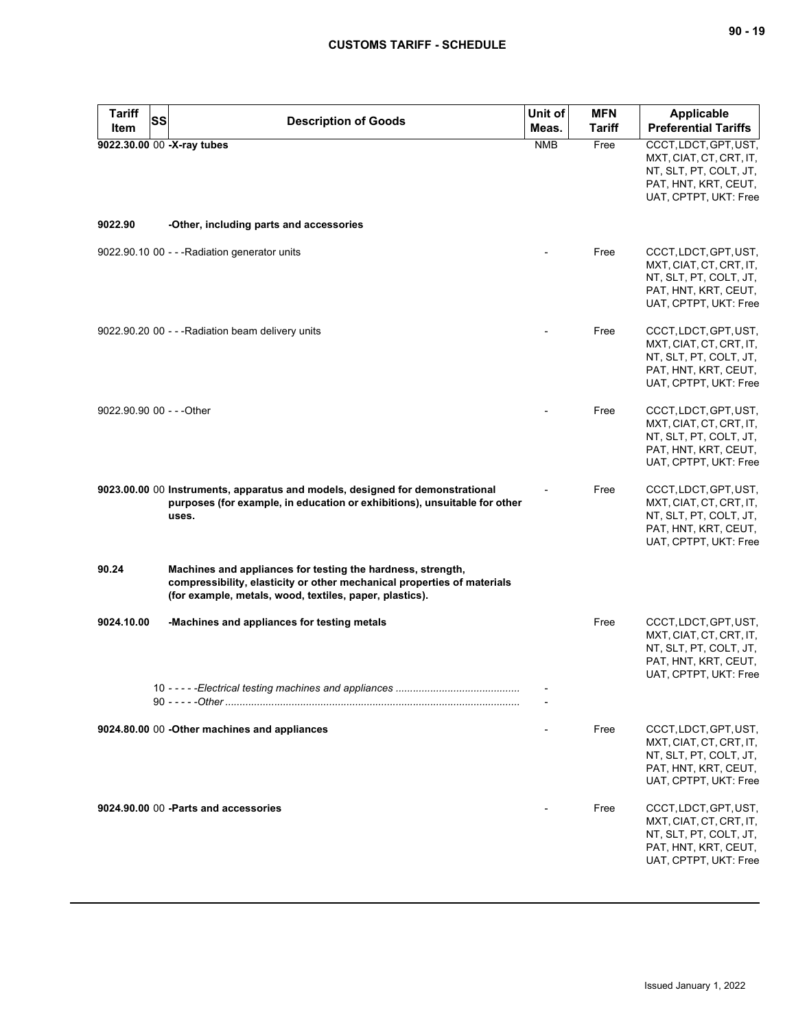| Tariff Item | SS | Description of Goods | Unit of Meas. | MFN Tariff | Applicable Preferential Tariffs |
|---|---|---|---|---|---|
| **9022.30.00** | 00 | **-X-ray tubes** | NMB | Free | CCCT, LDCT, GPT, UST, MXT, CIAT, CT, CRT, IT, NT, SLT, PT, COLT, JT, PAT, HNT, KRT, CEUT, UAT, CPTPT, UKT: Free |
| **9022.90** | | **-Other, including parts and accessories** | | | |
| 9022.90.10 | 00 | - - -Radiation generator units | - | Free | CCCT, LDCT, GPT, UST, MXT, CIAT, CT, CRT, IT, NT, SLT, PT, COLT, JT, PAT, HNT, KRT, CEUT, UAT, CPTPT, UKT: Free |
| 9022.90.20 | 00 | - - -Radiation beam delivery units | - | Free | CCCT, LDCT, GPT, UST, MXT, CIAT, CT, CRT, IT, NT, SLT, PT, COLT, JT, PAT, HNT, KRT, CEUT, UAT, CPTPT, UKT: Free |
| 9022.90.90 | 00 | - - -Other | - | Free | CCCT, LDCT, GPT, UST, MXT, CIAT, CT, CRT, IT, NT, SLT, PT, COLT, JT, PAT, HNT, KRT, CEUT, UAT, CPTPT, UKT: Free |
| **9023.00.00** | 00 | **Instruments, apparatus and models, designed for demonstrational purposes (for example, in education or exhibitions), unsuitable for other uses.** | - | Free | CCCT, LDCT, GPT, UST, MXT, CIAT, CT, CRT, IT, NT, SLT, PT, COLT, JT, PAT, HNT, KRT, CEUT, UAT, CPTPT, UKT: Free |
| **90.24** | | **Machines and appliances for testing the hardness, strength, compressibility, elasticity or other mechanical properties of materials (for example, metals, wood, textiles, paper, plastics).** | | | |
| **9024.10.00** | | **-Machines and appliances for testing metals** | | Free | CCCT, LDCT, GPT, UST, MXT, CIAT, CT, CRT, IT, NT, SLT, PT, COLT, JT, PAT, HNT, KRT, CEUT, UAT, CPTPT, UKT: Free |
| | 10 | - - - - -*Electrical testing machines and appliances* | - | | |
| | 90 | - - - - -*Other* | - | | |
| **9024.80.00** | 00 | **-Other machines and appliances** | - | Free | CCCT, LDCT, GPT, UST, MXT, CIAT, CT, CRT, IT, NT, SLT, PT, COLT, JT, PAT, HNT, KRT, CEUT, UAT, CPTPT, UKT: Free |
| **9024.90.00** | 00 | **-Parts and accessories** | - | Free | CCCT, LDCT, GPT, UST, MXT, CIAT, CT, CRT, IT, NT, SLT, PT, COLT, JT, PAT, HNT, KRT, CEUT, UAT, CPTPT, UKT: Free |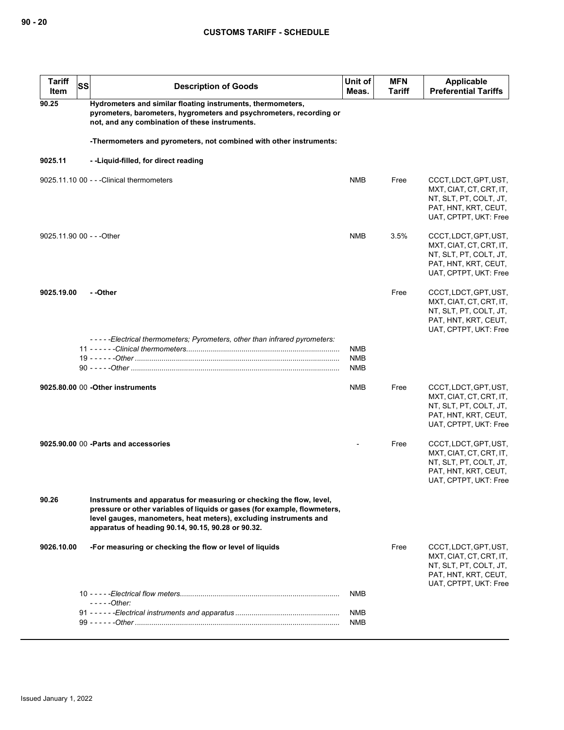| Tariff Item | SS | Description of Goods | Unit of Meas. | MFN Tariff | Applicable Preferential Tariffs |
|---|---|---|---|---|---|
| **90.25** | | **Hydrometers and similar floating instruments, thermometers, pyrometers, barometers, hygrometers and psychrometers, recording or not, and any combination of these instruments.** | | | |
| | | **-Thermometers and pyrometers, not combined with other instruments:** | | | |
| **9025.11** | | **- -Liquid-filled, for direct reading** | | | |
| 9025.11.10 | 00 | - - -Clinical thermometers | NMB | Free | CCCT, LDCT, GPT, UST, MXT, CIAT, CT, CRT, IT, NT, SLT, PT, COLT, JT, PAT, HNT, KRT, CEUT, UAT, CPTPT, UKT: Free |
| 9025.11.90 | 00 | - - -Other | NMB | 3.5% | CCCT, LDCT, GPT, UST, MXT, CIAT, CT, CRT, IT, NT, SLT, PT, COLT, JT, PAT, HNT, KRT, CEUT, UAT, CPTPT, UKT: Free |
| **9025.19.00** | | **- -Other** | | Free | CCCT, LDCT, GPT, UST, MXT, CIAT, CT, CRT, IT, NT, SLT, PT, COLT, JT, PAT, HNT, KRT, CEUT, UAT, CPTPT, UKT: Free |
| | | - - - - -*Electrical thermometers; Pyrometers, other than infrared pyrometers:* | | | |
| | | 11 - - - - - -*Clinical thermometers* | NMB | | |
| | | 19 - - - - - -*Other* | NMB | | |
| | | 90 - - - - -*Other* | NMB | | |
| **9025.80.00** | 00 | **-Other instruments** | NMB | Free | CCCT, LDCT, GPT, UST, MXT, CIAT, CT, CRT, IT, NT, SLT, PT, COLT, JT, PAT, HNT, KRT, CEUT, UAT, CPTPT, UKT: Free |
| **9025.90.00** | 00 | **-Parts and accessories** | - | Free | CCCT, LDCT, GPT, UST, MXT, CIAT, CT, CRT, IT, NT, SLT, PT, COLT, JT, PAT, HNT, KRT, CEUT, UAT, CPTPT, UKT: Free |
| **90.26** | | **Instruments and apparatus for measuring or checking the flow, level, pressure or other variables of liquids or gases (for example, flowmeters, level gauges, manometers, heat meters), excluding instruments and apparatus of heading 90.14, 90.15, 90.28 or 90.32.** | | | |
| **9026.10.00** | | **-For measuring or checking the flow or level of liquids** | | Free | CCCT, LDCT, GPT, UST, MXT, CIAT, CT, CRT, IT, NT, SLT, PT, COLT, JT, PAT, HNT, KRT, CEUT, UAT, CPTPT, UKT: Free |
| | | 10 - - - - -*Electrical flow meters* | NMB | | |
| | | - - - - -*Other:* | | | |
| | | 91 - - - - - -*Electrical instruments and apparatus* | NMB | | |
| | | 99 - - - - - -*Other* | NMB | | |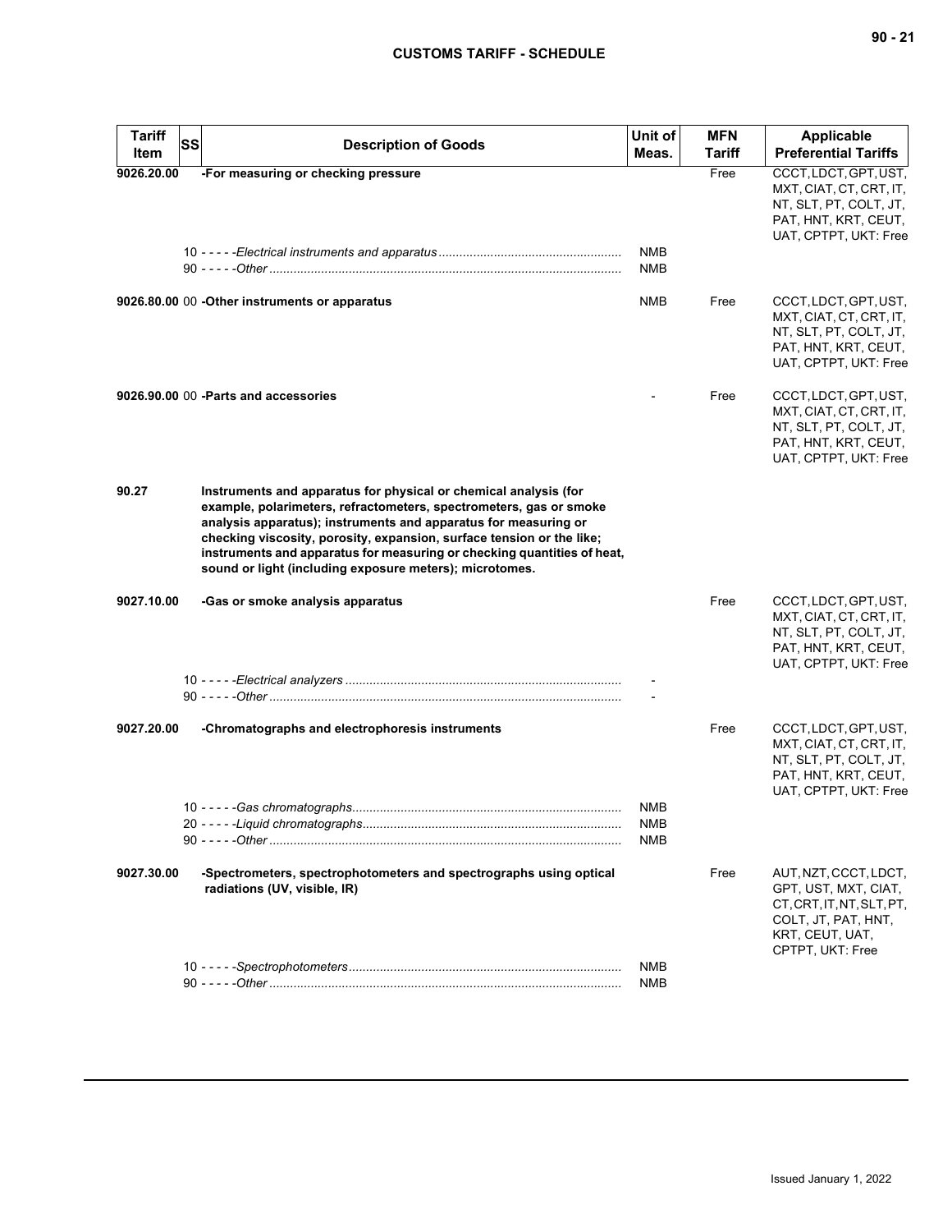| Tariff Item | SS | Description of Goods | Unit of Meas. | MFN Tariff | Applicable Preferential Tariffs |
|---|---|---|---|---|---|
| **9026.20.00** | | **-For measuring or checking pressure** | | Free | CCCT, LDCT, GPT, UST, MXT, CIAT, CT, CRT, IT, NT, SLT, PT, COLT, JT, PAT, HNT, KRT, CEUT, UAT, CPTPT, UKT: Free |
| | 10 | - - - - -*Electrical instruments and apparatus* | NMB | | |
| | 90 | - - - - -*Other* | NMB | | |
| **9026.80.00** | 00 | **-Other instruments or apparatus** | NMB | Free | CCCT, LDCT, GPT, UST, MXT, CIAT, CT, CRT, IT, NT, SLT, PT, COLT, JT, PAT, HNT, KRT, CEUT, UAT, CPTPT, UKT: Free |
| **9026.90.00** | 00 | **-Parts and accessories** | - | Free | CCCT, LDCT, GPT, UST, MXT, CIAT, CT, CRT, IT, NT, SLT, PT, COLT, JT, PAT, HNT, KRT, CEUT, UAT, CPTPT, UKT: Free |
| **90.27** | | **Instruments and apparatus for physical or chemical analysis (for example, polarimeters, refractometers, spectrometers, gas or smoke analysis apparatus); instruments and apparatus for measuring or checking viscosity, porosity, expansion, surface tension or the like; instruments and apparatus for measuring or checking quantities of heat, sound or light (including exposure meters); microtomes.** | | | |
| **9027.10.00** | | **-Gas or smoke analysis apparatus** | | Free | CCCT, LDCT, GPT, UST, MXT, CIAT, CT, CRT, IT, NT, SLT, PT, COLT, JT, PAT, HNT, KRT, CEUT, UAT, CPTPT, UKT: Free |
| | 10 | - - - - -*Electrical analyzers* | - | | |
| | 90 | - - - - -*Other* | - | | |
| **9027.20.00** | | **-Chromatographs and electrophoresis instruments** | | Free | CCCT, LDCT, GPT, UST, MXT, CIAT, CT, CRT, IT, NT, SLT, PT, COLT, JT, PAT, HNT, KRT, CEUT, UAT, CPTPT, UKT: Free |
| | 10 | - - - - -*Gas chromatographs* | NMB | | |
| | 20 | - - - - -*Liquid chromatographs* | NMB | | |
| | 90 | - - - - -*Other* | NMB | | |
| **9027.30.00** | | **-Spectrometers, spectrophotometers and spectrographs using optical radiations (UV, visible, IR)** | | Free | AUT, NZT, CCCT, LDCT, GPT, UST, MXT, CIAT, CT, CRT, IT, NT, SLT, PT, COLT, JT, PAT, HNT, KRT, CEUT, UAT, CPTPT, UKT: Free |
| | 10 | - - - - -*Spectrophotometers* | NMB | | |
| | 90 | - - - - -*Other* | NMB | | |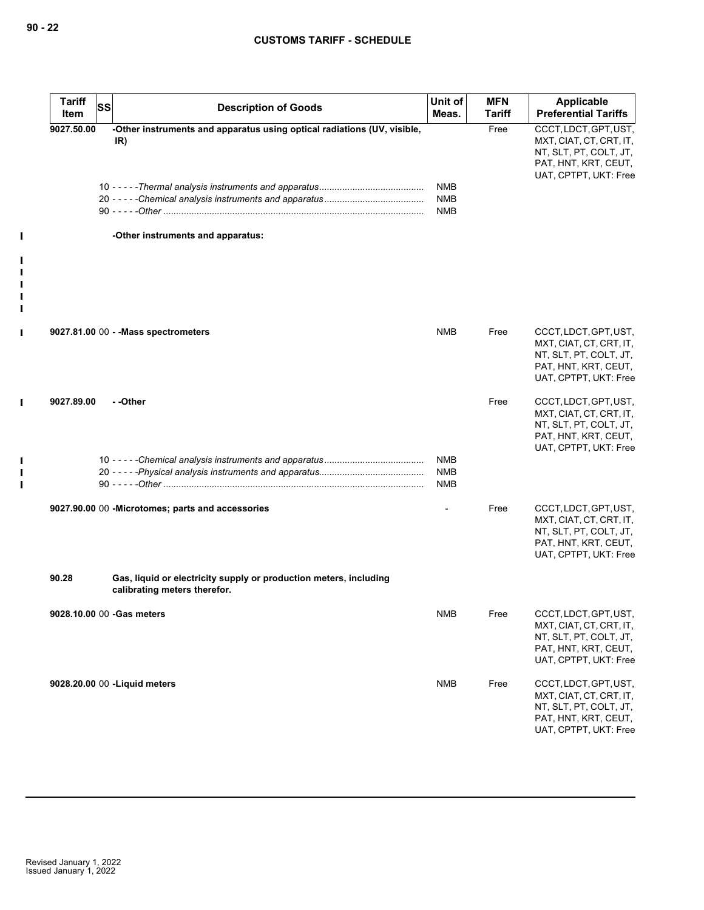| Tariff Item | SS | Description of Goods | Unit of Meas. | MFN Tariff | Applicable Preferential Tariffs |
|---|---|---|---|---|---|
| 9027.50.00 | | **-Other instruments and apparatus using optical radiations (UV, visible, IR)** | | Free | CCCT, LDCT, GPT, UST, MXT, CIAT, CT, CRT, IT, NT, SLT, PT, COLT, JT, PAT, HNT, KRT, CEUT, UAT, CPTPT, UKT: Free |
| | 10 | - - - - -*Thermal analysis instruments and apparatus* | NMB | | |
| | 20 | - - - - -*Chemical analysis instruments and apparatus* | NMB | | |
| | 90 | - - - - -*Other* | NMB | | |
| | | **-Other instruments and apparatus:** | | | |
| 9027.81.00 | 00 | **- -Mass spectrometers** | NMB | Free | CCCT, LDCT, GPT, UST, MXT, CIAT, CT, CRT, IT, NT, SLT, PT, COLT, JT, PAT, HNT, KRT, CEUT, UAT, CPTPT, UKT: Free |
| 9027.89.00 | | **- -Other** | | Free | CCCT, LDCT, GPT, UST, MXT, CIAT, CT, CRT, IT, NT, SLT, PT, COLT, JT, PAT, HNT, KRT, CEUT, UAT, CPTPT, UKT: Free |
| | 10 | - - - - -*Chemical analysis instruments and apparatus* | NMB | | |
| | 20 | - - - - -*Physical analysis instruments and apparatus* | NMB | | |
| | 90 | - - - - -*Other* | NMB | | |
| 9027.90.00 | 00 | **-Microtomes; parts and accessories** | - | Free | CCCT, LDCT, GPT, UST, MXT, CIAT, CT, CRT, IT, NT, SLT, PT, COLT, JT, PAT, HNT, KRT, CEUT, UAT, CPTPT, UKT: Free |
| 90.28 | | **Gas, liquid or electricity supply or production meters, including calibrating meters therefor.** | | | |
| 9028.10.00 | 00 | **-Gas meters** | NMB | Free | CCCT, LDCT, GPT, UST, MXT, CIAT, CT, CRT, IT, NT, SLT, PT, COLT, JT, PAT, HNT, KRT, CEUT, UAT, CPTPT, UKT: Free |
| 9028.20.00 | 00 | **-Liquid meters** | NMB | Free | CCCT, LDCT, GPT, UST, MXT, CIAT, CT, CRT, IT, NT, SLT, PT, COLT, JT, PAT, HNT, KRT, CEUT, UAT, CPTPT, UKT: Free |

Revised January 1, 2022
Issued January 1, 2022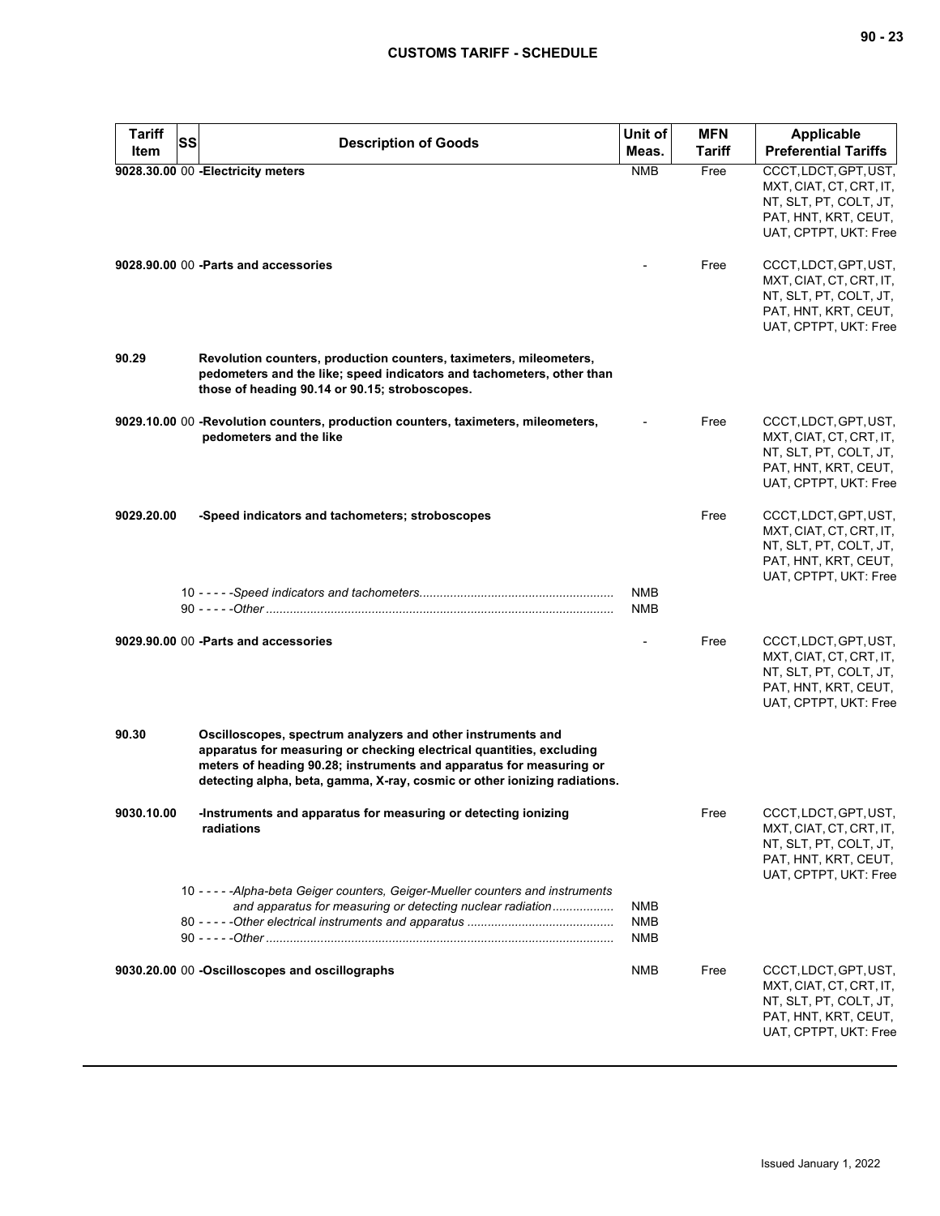| Tariff Item | SS | Description of Goods | Unit of Meas. | MFN Tariff | Applicable Preferential Tariffs |
|---|---|---|---|---|---|
| **9028.30.00** | 00 | **-Electricity meters** | NMB | Free | CCCT, LDCT, GPT, UST, MXT, CIAT, CT, CRT, IT, NT, SLT, PT, COLT, JT, PAT, HNT, KRT, CEUT, UAT, CPTPT, UKT: Free |
| **9028.90.00** | 00 | **-Parts and accessories** | - | Free | CCCT, LDCT, GPT, UST, MXT, CIAT, CT, CRT, IT, NT, SLT, PT, COLT, JT, PAT, HNT, KRT, CEUT, UAT, CPTPT, UKT: Free |
| **90.29** | | **Revolution counters, production counters, taximeters, mileometers, pedometers and the like; speed indicators and tachometers, other than those of heading 90.14 or 90.15; stroboscopes.** | | | |
| **9029.10.00** | 00 | **-Revolution counters, production counters, taximeters, mileometers, pedometers and the like** | - | Free | CCCT, LDCT, GPT, UST, MXT, CIAT, CT, CRT, IT, NT, SLT, PT, COLT, JT, PAT, HNT, KRT, CEUT, UAT, CPTPT, UKT: Free |
| **9029.20.00** | | **-Speed indicators and tachometers; stroboscopes** | | Free | CCCT, LDCT, GPT, UST, MXT, CIAT, CT, CRT, IT, NT, SLT, PT, COLT, JT, PAT, HNT, KRT, CEUT, UAT, CPTPT, UKT: Free |
| | 10 | - - - - -*Speed indicators and tachometers* | NMB | | |
| | 90 | - - - - -*Other* | NMB | | |
| **9029.90.00** | 00 | **-Parts and accessories** | - | Free | CCCT, LDCT, GPT, UST, MXT, CIAT, CT, CRT, IT, NT, SLT, PT, COLT, JT, PAT, HNT, KRT, CEUT, UAT, CPTPT, UKT: Free |
| **90.30** | | **Oscilloscopes, spectrum analyzers and other instruments and apparatus for measuring or checking electrical quantities, excluding meters of heading 90.28; instruments and apparatus for measuring or detecting alpha, beta, gamma, X-ray, cosmic or other ionizing radiations.** | | | |
| **9030.10.00** | | **-Instruments and apparatus for measuring or detecting ionizing radiations** | | Free | CCCT, LDCT, GPT, UST, MXT, CIAT, CT, CRT, IT, NT, SLT, PT, COLT, JT, PAT, HNT, KRT, CEUT, UAT, CPTPT, UKT: Free |
| | 10 | - - - - -*Alpha-beta Geiger counters, Geiger-Mueller counters and instruments and apparatus for measuring or detecting nuclear radiation* | NMB | | |
| | 80 | - - - - -*Other electrical instruments and apparatus* | NMB | | |
| | 90 | - - - - -*Other* | NMB | | |
| **9030.20.00** | 00 | **-Oscilloscopes and oscillographs** | NMB | Free | CCCT, LDCT, GPT, UST, MXT, CIAT, CT, CRT, IT, NT, SLT, PT, COLT, JT, PAT, HNT, KRT, CEUT, UAT, CPTPT, UKT: Free |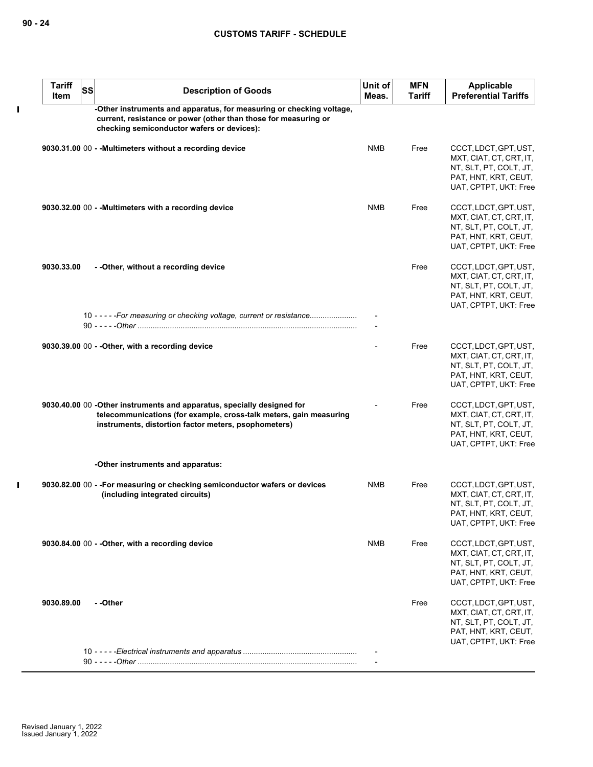| Tariff Item | SS | Description of Goods | Unit of Meas. | MFN Tariff | Applicable Preferential Tariffs |
|---|---|---|---|---|---|
| | | **-Other instruments and apparatus, for measuring or checking voltage, current, resistance or power (other than those for measuring or checking semiconductor wafers or devices):** | | | |
| 9030.31.00 | 00 | **- -Multimeters without a recording device** | NMB | Free | CCCT, LDCT, GPT, UST, MXT, CIAT, CT, CRT, IT, NT, SLT, PT, COLT, JT, PAT, HNT, KRT, CEUT, UAT, CPTPT, UKT: Free |
| 9030.32.00 | 00 | **- -Multimeters with a recording device** | NMB | Free | CCCT, LDCT, GPT, UST, MXT, CIAT, CT, CRT, IT, NT, SLT, PT, COLT, JT, PAT, HNT, KRT, CEUT, UAT, CPTPT, UKT: Free |
| 9030.33.00 | | **- -Other, without a recording device** | | Free | CCCT, LDCT, GPT, UST, MXT, CIAT, CT, CRT, IT, NT, SLT, PT, COLT, JT, PAT, HNT, KRT, CEUT, UAT, CPTPT, UKT: Free |
| | 10 | - - - - -*For measuring or checking voltage, current or resistance* | - | | |
| | 90 | - - - - -*Other* | - | | |
| 9030.39.00 | 00 | **- -Other, with a recording device** | - | Free | CCCT, LDCT, GPT, UST, MXT, CIAT, CT, CRT, IT, NT, SLT, PT, COLT, JT, PAT, HNT, KRT, CEUT, UAT, CPTPT, UKT: Free |
| 9030.40.00 | 00 | **-Other instruments and apparatus, specially designed for telecommunications (for example, cross-talk meters, gain measuring instruments, distortion factor meters, psophometers)** | - | Free | CCCT, LDCT, GPT, UST, MXT, CIAT, CT, CRT, IT, NT, SLT, PT, COLT, JT, PAT, HNT, KRT, CEUT, UAT, CPTPT, UKT: Free |
| | | **-Other instruments and apparatus:** | | | |
| 9030.82.00 | 00 | **- -For measuring or checking semiconductor wafers or devices (including integrated circuits)** | NMB | Free | CCCT, LDCT, GPT, UST, MXT, CIAT, CT, CRT, IT, NT, SLT, PT, COLT, JT, PAT, HNT, KRT, CEUT, UAT, CPTPT, UKT: Free |
| 9030.84.00 | 00 | **- -Other, with a recording device** | NMB | Free | CCCT, LDCT, GPT, UST, MXT, CIAT, CT, CRT, IT, NT, SLT, PT, COLT, JT, PAT, HNT, KRT, CEUT, UAT, CPTPT, UKT: Free |
| 9030.89.00 | | **- -Other** | | Free | CCCT, LDCT, GPT, UST, MXT, CIAT, CT, CRT, IT, NT, SLT, PT, COLT, JT, PAT, HNT, KRT, CEUT, UAT, CPTPT, UKT: Free |
| | 10 | - - - - -*Electrical instruments and apparatus* | - | | |
| | 90 | - - - - -*Other* | - | | |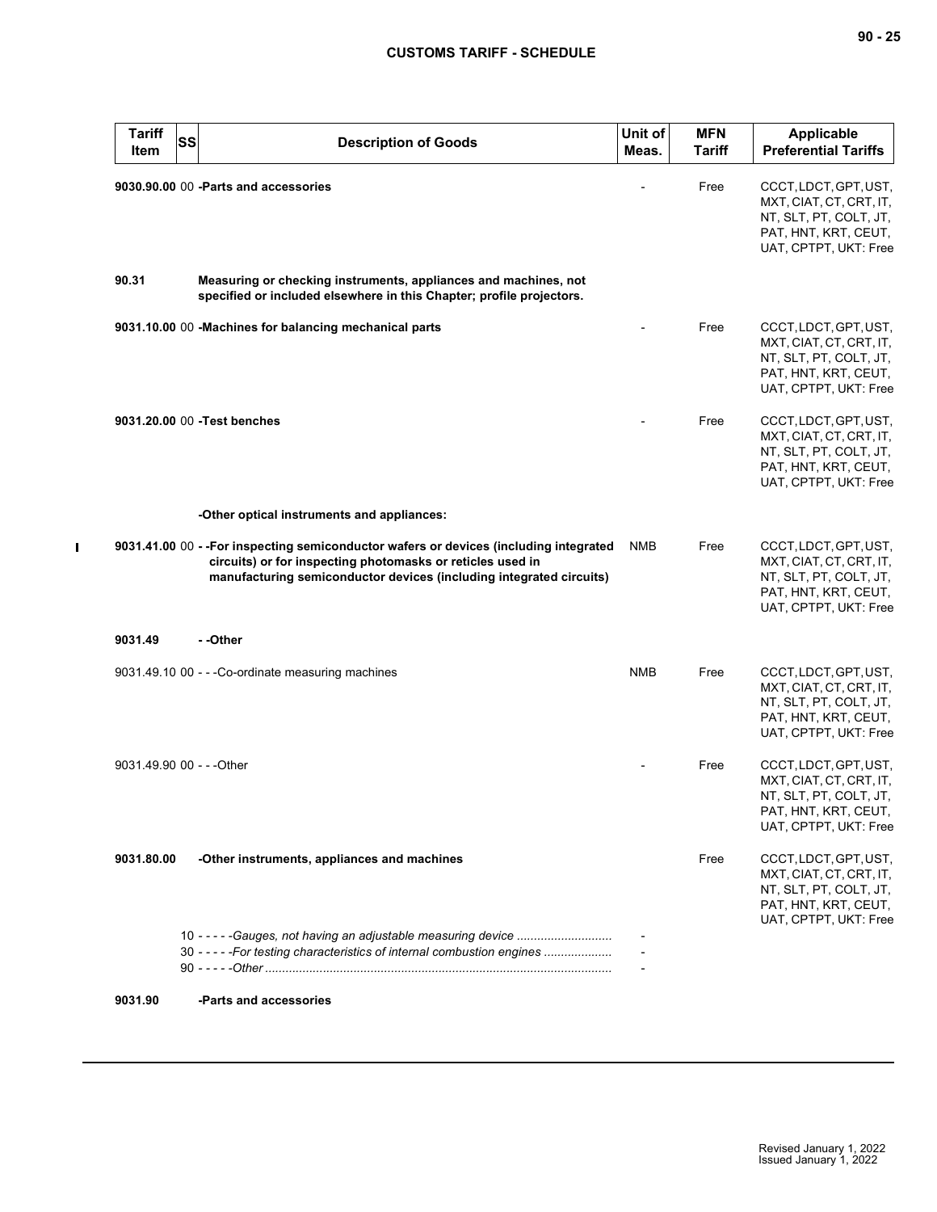| Tariff Item | SS | Description of Goods | Unit of Meas. | MFN Tariff | Applicable Preferential Tariffs |
|---|---|---|---|---|---|
| **9030.90.00** | 00 | **-Parts and accessories** | - | Free | CCCT, LDCT, GPT, UST, MXT, CIAT, CT, CRT, IT, NT, SLT, PT, COLT, JT, PAT, HNT, KRT, CEUT, UAT, CPTPT, UKT: Free |
| **90.31** | | **Measuring or checking instruments, appliances and machines, not specified or included elsewhere in this Chapter; profile projectors.** | | | |
| **9031.10.00** | 00 | **-Machines for balancing mechanical parts** | - | Free | CCCT, LDCT, GPT, UST, MXT, CIAT, CT, CRT, IT, NT, SLT, PT, COLT, JT, PAT, HNT, KRT, CEUT, UAT, CPTPT, UKT: Free |
| **9031.20.00** | 00 | **-Test benches** | - | Free | CCCT, LDCT, GPT, UST, MXT, CIAT, CT, CRT, IT, NT, SLT, PT, COLT, JT, PAT, HNT, KRT, CEUT, UAT, CPTPT, UKT: Free |
| | | **-Other optical instruments and appliances:** | | | |
| **9031.41.00** | 00 | **- -For inspecting semiconductor wafers or devices (including integrated circuits) or for inspecting photomasks or reticles used in manufacturing semiconductor devices (including integrated circuits)** | NMB | Free | CCCT, LDCT, GPT, UST, MXT, CIAT, CT, CRT, IT, NT, SLT, PT, COLT, JT, PAT, HNT, KRT, CEUT, UAT, CPTPT, UKT: Free |
| **9031.49** | | **- -Other** | | | |
| 9031.49.10 | 00 | - - -Co-ordinate measuring machines | NMB | Free | CCCT, LDCT, GPT, UST, MXT, CIAT, CT, CRT, IT, NT, SLT, PT, COLT, JT, PAT, HNT, KRT, CEUT, UAT, CPTPT, UKT: Free |
| 9031.49.90 | 00 | - - -Other | - | Free | CCCT, LDCT, GPT, UST, MXT, CIAT, CT, CRT, IT, NT, SLT, PT, COLT, JT, PAT, HNT, KRT, CEUT, UAT, CPTPT, UKT: Free |
| **9031.80.00** | | **-Other instruments, appliances and machines** | | Free | CCCT, LDCT, GPT, UST, MXT, CIAT, CT, CRT, IT, NT, SLT, PT, COLT, JT, PAT, HNT, KRT, CEUT, UAT, CPTPT, UKT: Free |
| | 10 | - - - - -*Gauges, not having an adjustable measuring device* | - | | |
| | 30 | - - - - -*For testing characteristics of internal combustion engines* | - | | |
| | 90 | - - - - -*Other* | - | | |
| **9031.90** | | **-Parts and accessories** | | | |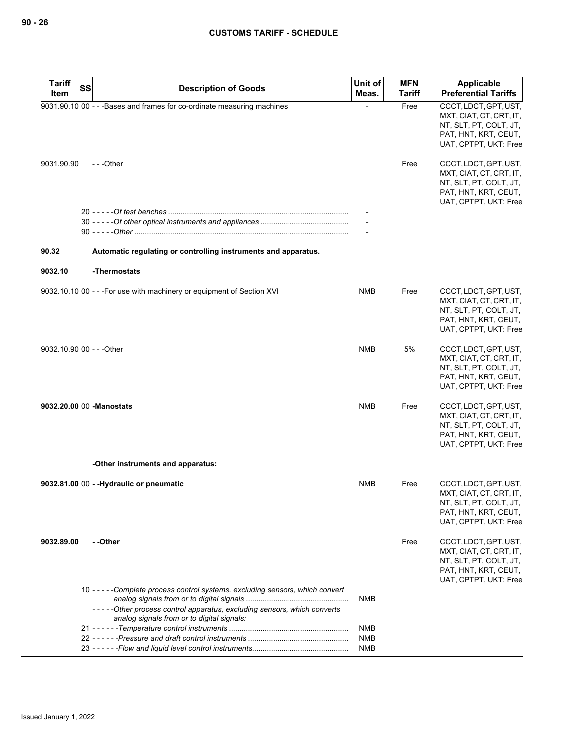| Tariff Item | SS | Description of Goods | Unit of Meas. | MFN Tariff | Applicable Preferential Tariffs |
|---|---|---|---|---|---|
| 9031.90.10 | 00 | - - -Bases and frames for co-ordinate measuring machines | - | Free | CCCT, LDCT, GPT, UST, MXT, CIAT, CT, CRT, IT, NT, SLT, PT, COLT, JT, PAT, HNT, KRT, CEUT, UAT, CPTPT, UKT: Free |
| 9031.90.90 | | - - -Other | | Free | CCCT, LDCT, GPT, UST, MXT, CIAT, CT, CRT, IT, NT, SLT, PT, COLT, JT, PAT, HNT, KRT, CEUT, UAT, CPTPT, UKT: Free |
| | 20 | - - - - -*Of test benches* | - | | |
| | 30 | - - - - -*Of other optical instruments and appliances* | - | | |
| | 90 | - - - - -*Other* | - | | |
| **90.32** | | **Automatic regulating or controlling instruments and apparatus.** | | | |
| **9032.10** | | **-Thermostats** | | | |
| 9032.10.10 | 00 | - - -For use with machinery or equipment of Section XVI | NMB | Free | CCCT, LDCT, GPT, UST, MXT, CIAT, CT, CRT, IT, NT, SLT, PT, COLT, JT, PAT, HNT, KRT, CEUT, UAT, CPTPT, UKT: Free |
| 9032.10.90 | 00 | - - -Other | NMB | 5% | CCCT, LDCT, GPT, UST, MXT, CIAT, CT, CRT, IT, NT, SLT, PT, COLT, JT, PAT, HNT, KRT, CEUT, UAT, CPTPT, UKT: Free |
| **9032.20.00** | 00 | **-Manostats** | NMB | Free | CCCT, LDCT, GPT, UST, MXT, CIAT, CT, CRT, IT, NT, SLT, PT, COLT, JT, PAT, HNT, KRT, CEUT, UAT, CPTPT, UKT: Free |
| | | **-Other instruments and apparatus:** | | | |
| **9032.81.00** | 00 | **- -Hydraulic or pneumatic** | NMB | Free | CCCT, LDCT, GPT, UST, MXT, CIAT, CT, CRT, IT, NT, SLT, PT, COLT, JT, PAT, HNT, KRT, CEUT, UAT, CPTPT, UKT: Free |
| **9032.89.00** | | **- -Other** | | Free | CCCT, LDCT, GPT, UST, MXT, CIAT, CT, CRT, IT, NT, SLT, PT, COLT, JT, PAT, HNT, KRT, CEUT, UAT, CPTPT, UKT: Free |
| | 10 | - - - - -*Complete process control systems, excluding sensors, which convert analog signals from or to digital signals* | NMB | | |
| | | - - - - -*Other process control apparatus, excluding sensors, which converts analog signals from or to digital signals:* | | | |
| | 21 | - - - - - -*Temperature control instruments* | NMB | | |
| | 22 | - - - - - -*Pressure and draft control instruments* | NMB | | |
| | 23 | - - - - - -*Flow and liquid level control instruments* | NMB | | |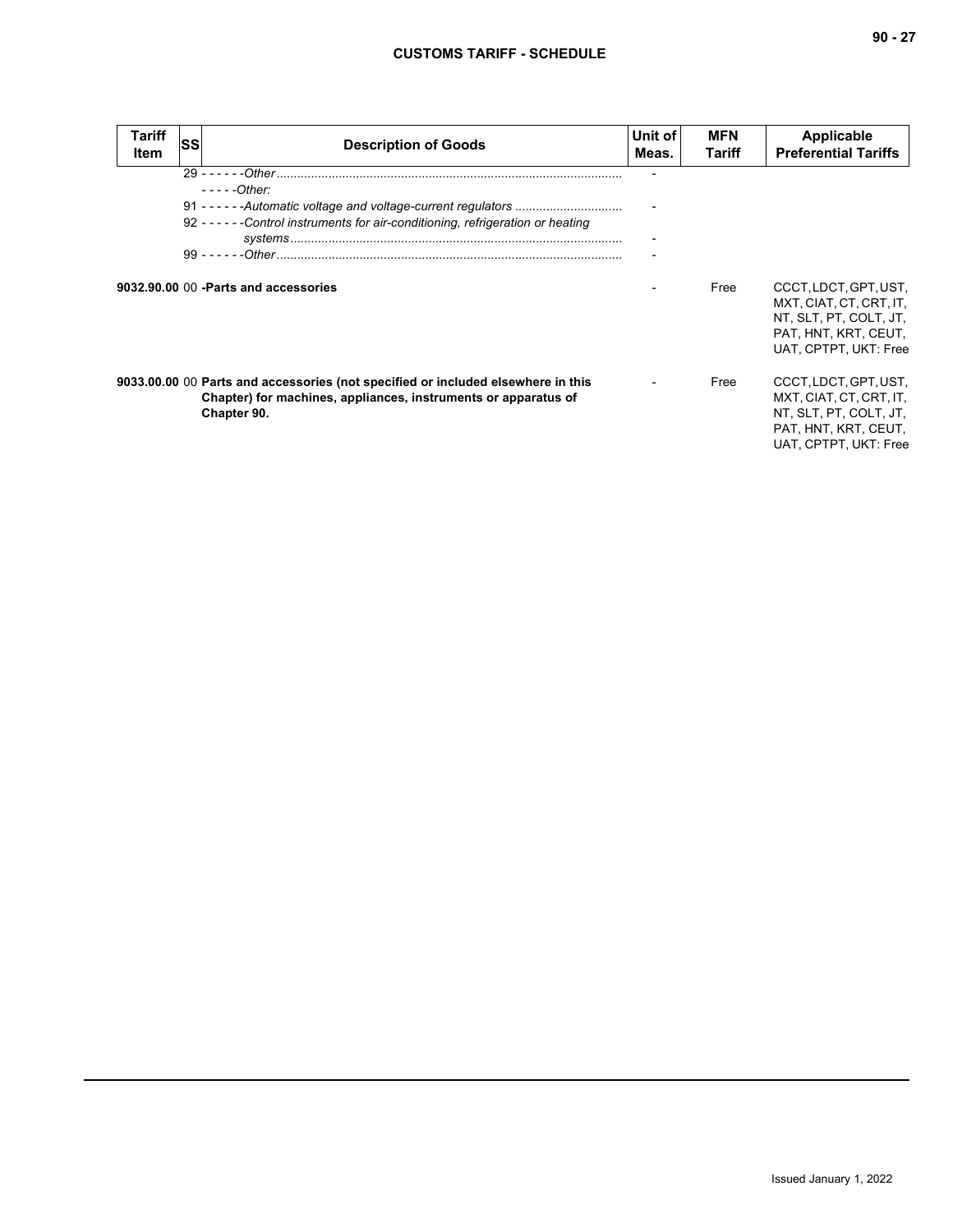| Tariff Item | SS | Description of Goods | Unit of Meas. | MFN Tariff | Applicable Preferential Tariffs |
|---|---|---|---|---|---|
| | 29 | - - - - - -*Other* | - | | |
| | | - - - - -*Other:* | | | |
| | 91 | - - - - - -*Automatic voltage and voltage-current regulators* | - | | |
| | 92 | - - - - - -*Control instruments for air-conditioning, refrigeration or heating systems* | - | | |
| | 99 | - - - - - -*Other* | - | | |
| **9032.90.00** | 00 | **-Parts and accessories** | - | Free | CCCT, LDCT, GPT, UST, MXT, CIAT, CT, CRT, IT, NT, SLT, PT, COLT, JT, PAT, HNT, KRT, CEUT, UAT, CPTPT, UKT: Free |
| **9033.00.00** | 00 | **Parts and accessories (not specified or included elsewhere in this Chapter) for machines, appliances, instruments or apparatus of Chapter 90.** | - | Free | CCCT, LDCT, GPT, UST, MXT, CIAT, CT, CRT, IT, NT, SLT, PT, COLT, JT, PAT, HNT, KRT, CEUT, UAT, CPTPT, UKT: Free |